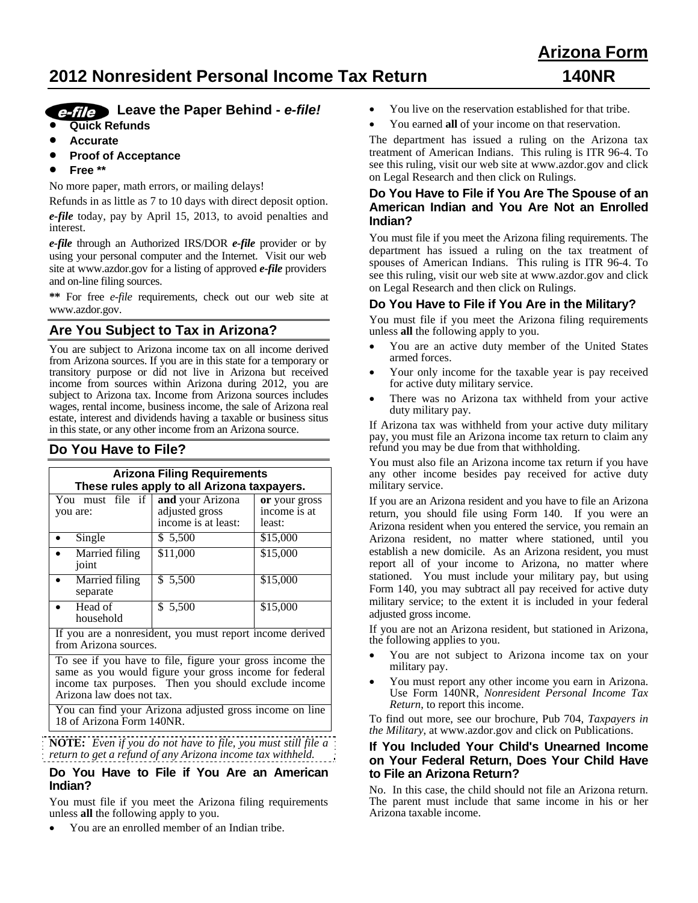# Arizona Form 140NR

# 2012 Nonresident Personal Income Tax Return

## e-file Leave the Paper Behind - *e-file!*

- **Quick Refunds**
- **Accurate**
- **Proof of Acceptance**
- **Free \*\***

No more paper, math errors, or mailing delays!

Refunds in as little as 7 to 10 days with direct deposit option.

***e-file*** today, pay by April 15, 2013, to avoid penalties and interest.

***e-file*** through an Authorized IRS/DOR ***e-file*** provider or by using your personal computer and the Internet. Visit our web site at www.azdor.gov for a listing of approved ***e-file*** providers and on-line filing sources.

**\*\*** For free *e-file* requirements, check out our web site at www.azdor.gov.

## Are You Subject to Tax in Arizona?

You are subject to Arizona income tax on all income derived from Arizona sources. If you are in this state for a temporary or transitory purpose or did not live in Arizona but received income from sources within Arizona during 2012, you are subject to Arizona tax. Income from Arizona sources includes wages, rental income, business income, the sale of Arizona real estate, interest and dividends having a taxable or business situs in this state, or any other income from an Arizona source.

## Do You Have to File?

| **Arizona Filing Requirements**<br>**These rules apply to all Arizona taxpayers.** | | |
|---|---|---|
| You must file if you are: | **and** your Arizona adjusted gross income is at least: | **or** your gross income is at least: |
| • Single | $ 5,500 | $15,000 |
| • Married filing joint | $11,000 | $15,000 |
| • Married filing separate | $ 5,500 | $15,000 |
| • Head of household | $ 5,500 | $15,000 |
| If you are a nonresident, you must report income derived from Arizona sources. | | |
| To see if you have to file, figure your gross income the same as you would figure your gross income for federal income tax purposes. Then you should exclude income Arizona law does not tax. | | |
| You can find your Arizona adjusted gross income on line 18 of Arizona Form 140NR. | | |

**NOTE:** *Even if you do not have to file, you must still file a return to get a refund of any Arizona income tax withheld.*

### Do You Have to File if You Are an American Indian?

You must file if you meet the Arizona filing requirements unless **all** the following apply to you.

- You are an enrolled member of an Indian tribe.
- You live on the reservation established for that tribe.
- You earned **all** of your income on that reservation.

The department has issued a ruling on the Arizona tax treatment of American Indians. This ruling is ITR 96-4. To see this ruling, visit our web site at www.azdor.gov and click on Legal Research and then click on Rulings.

### Do You Have to File if You Are The Spouse of an American Indian and You Are Not an Enrolled Indian?

You must file if you meet the Arizona filing requirements. The department has issued a ruling on the tax treatment of spouses of American Indians. This ruling is ITR 96-4. To see this ruling, visit our web site at www.azdor.gov and click on Legal Research and then click on Rulings.

### Do You Have to File if You Are in the Military?

You must file if you meet the Arizona filing requirements unless **all** the following apply to you.

- You are an active duty member of the United States armed forces.
- Your only income for the taxable year is pay received for active duty military service.
- There was no Arizona tax withheld from your active duty military pay.

If Arizona tax was withheld from your active duty military pay, you must file an Arizona income tax return to claim any refund you may be due from that withholding.

You must also file an Arizona income tax return if you have any other income besides pay received for active duty military service.

If you are an Arizona resident and you have to file an Arizona return, you should file using Form 140. If you were an Arizona resident when you entered the service, you remain an Arizona resident, no matter where stationed, until you establish a new domicile. As an Arizona resident, you must report all of your income to Arizona, no matter where stationed. You must include your military pay, but using Form 140, you may subtract all pay received for active duty military service; to the extent it is included in your federal adjusted gross income.

If you are not an Arizona resident, but stationed in Arizona, the following applies to you.

- You are not subject to Arizona income tax on your military pay.
- You must report any other income you earn in Arizona. Use Form 140NR, *Nonresident Personal Income Tax Return*, to report this income.

To find out more, see our brochure, Pub 704, *Taxpayers in the Military*, at www.azdor.gov and click on Publications.

### If You Included Your Child's Unearned Income on Your Federal Return, Does Your Child Have to File an Arizona Return?

No. In this case, the child should not file an Arizona return. The parent must include that same income in his or her Arizona taxable income.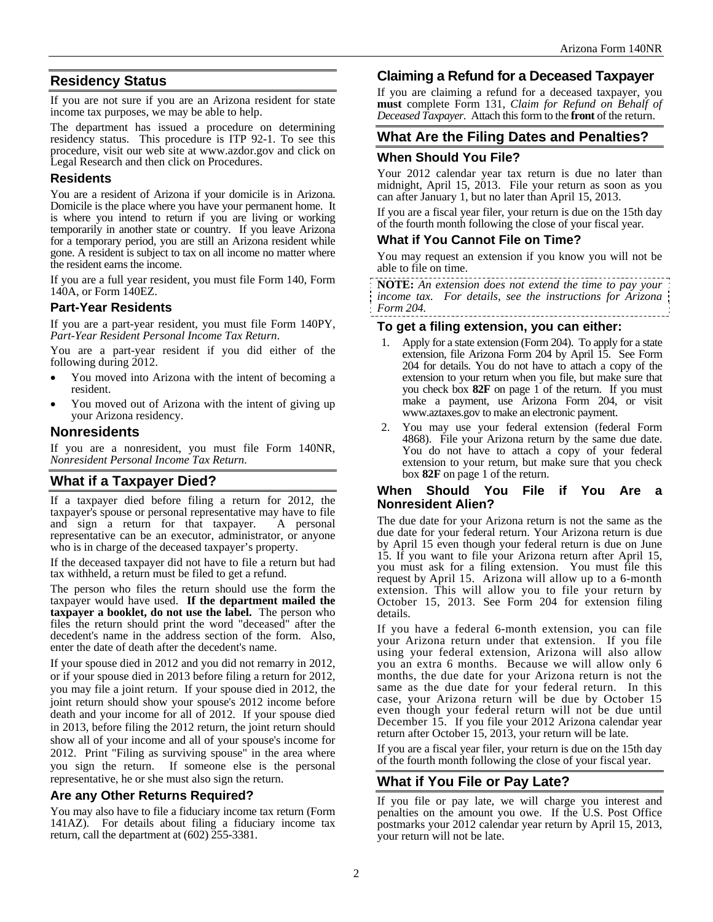## Residency Status

If you are not sure if you are an Arizona resident for state income tax purposes, we may be able to help.

The department has issued a procedure on determining residency status. This procedure is ITP 92-1. To see this procedure, visit our web site at www.azdor.gov and click on Legal Research and then click on Procedures.

### Residents

You are a resident of Arizona if your domicile is in Arizona. Domicile is the place where you have your permanent home. It is where you intend to return if you are living or working temporarily in another state or country. If you leave Arizona for a temporary period, you are still an Arizona resident while gone. A resident is subject to tax on all income no matter where the resident earns the income.

If you are a full year resident, you must file Form 140, Form 140A, or Form 140EZ.

### Part-Year Residents

If you are a part-year resident, you must file Form 140PY, *Part-Year Resident Personal Income Tax Return*.

You are a part-year resident if you did either of the following during 2012.

- You moved into Arizona with the intent of becoming a resident.
- You moved out of Arizona with the intent of giving up your Arizona residency.

### Nonresidents

If you are a nonresident, you must file Form 140NR, *Nonresident Personal Income Tax Return*.

## What if a Taxpayer Died?

If a taxpayer died before filing a return for 2012, the taxpayer's spouse or personal representative may have to file and sign a return for that taxpayer. A personal representative can be an executor, administrator, or anyone who is in charge of the deceased taxpayer's property.

If the deceased taxpayer did not have to file a return but had tax withheld, a return must be filed to get a refund.

The person who files the return should use the form the taxpayer would have used. **If the department mailed the taxpayer a booklet, do not use the label.** The person who files the return should print the word "deceased" after the decedent's name in the address section of the form. Also, enter the date of death after the decedent's name.

If your spouse died in 2012 and you did not remarry in 2012, or if your spouse died in 2013 before filing a return for 2012, you may file a joint return. If your spouse died in 2012, the joint return should show your spouse's 2012 income before death and your income for all of 2012. If your spouse died in 2013, before filing the 2012 return, the joint return should show all of your income and all of your spouse's income for 2012. Print "Filing as surviving spouse" in the area where you sign the return. If someone else is the personal representative, he or she must also sign the return.

### Are any Other Returns Required?

You may also have to file a fiduciary income tax return (Form 141AZ). For details about filing a fiduciary income tax return, call the department at (602) 255-3381.

## Claiming a Refund for a Deceased Taxpayer

If you are claiming a refund for a deceased taxpayer, you **must** complete Form 131, *Claim for Refund on Behalf of Deceased Taxpayer*. Attach this form to the **front** of the return.

## What Are the Filing Dates and Penalties?

### When Should You File?

Your 2012 calendar year tax return is due no later than midnight, April 15, 2013. File your return as soon as you can after January 1, but no later than April 15, 2013.

If you are a fiscal year filer, your return is due on the 15th day of the fourth month following the close of your fiscal year.

### What if You Cannot File on Time?

You may request an extension if you know you will not be able to file on time.

**NOTE:** *An extension does not extend the time to pay your income tax. For details, see the instructions for Arizona Form 204.*

### To get a filing extension, you can either:

1. Apply for a state extension (Form 204). To apply for a state extension, file Arizona Form 204 by April 15. See Form 204 for details. You do not have to attach a copy of the extension to your return when you file, but make sure that you check box **82F** on page 1 of the return. If you must make a payment, use Arizona Form 204, or visit www.aztaxes.gov to make an electronic payment.
2. You may use your federal extension (federal Form 4868). File your Arizona return by the same due date. You do not have to attach a copy of your federal extension to your return, but make sure that you check box **82F** on page 1 of the return.

### When Should You File if You Are a Nonresident Alien?

The due date for your Arizona return is not the same as the due date for your federal return. Your Arizona return is due by April 15 even though your federal return is due on June 15. If you want to file your Arizona return after April 15, you must ask for a filing extension. You must file this request by April 15. Arizona will allow up to a 6-month extension. This will allow you to file your return by October 15, 2013. See Form 204 for extension filing details.

If you have a federal 6-month extension, you can file your Arizona return under that extension. If you file using your federal extension, Arizona will also allow you an extra 6 months. Because we will allow only 6 months, the due date for your Arizona return is not the same as the due date for your federal return. In this case, your Arizona return will be due by October 15 even though your federal return will not be due until December 15. If you file your 2012 Arizona calendar year return after October 15, 2013, your return will be late.

If you are a fiscal year filer, your return is due on the 15th day of the fourth month following the close of your fiscal year.

## What if You File or Pay Late?

If you file or pay late, we will charge you interest and penalties on the amount you owe. If the U.S. Post Office postmarks your 2012 calendar year return by April 15, 2013, your return will not be late.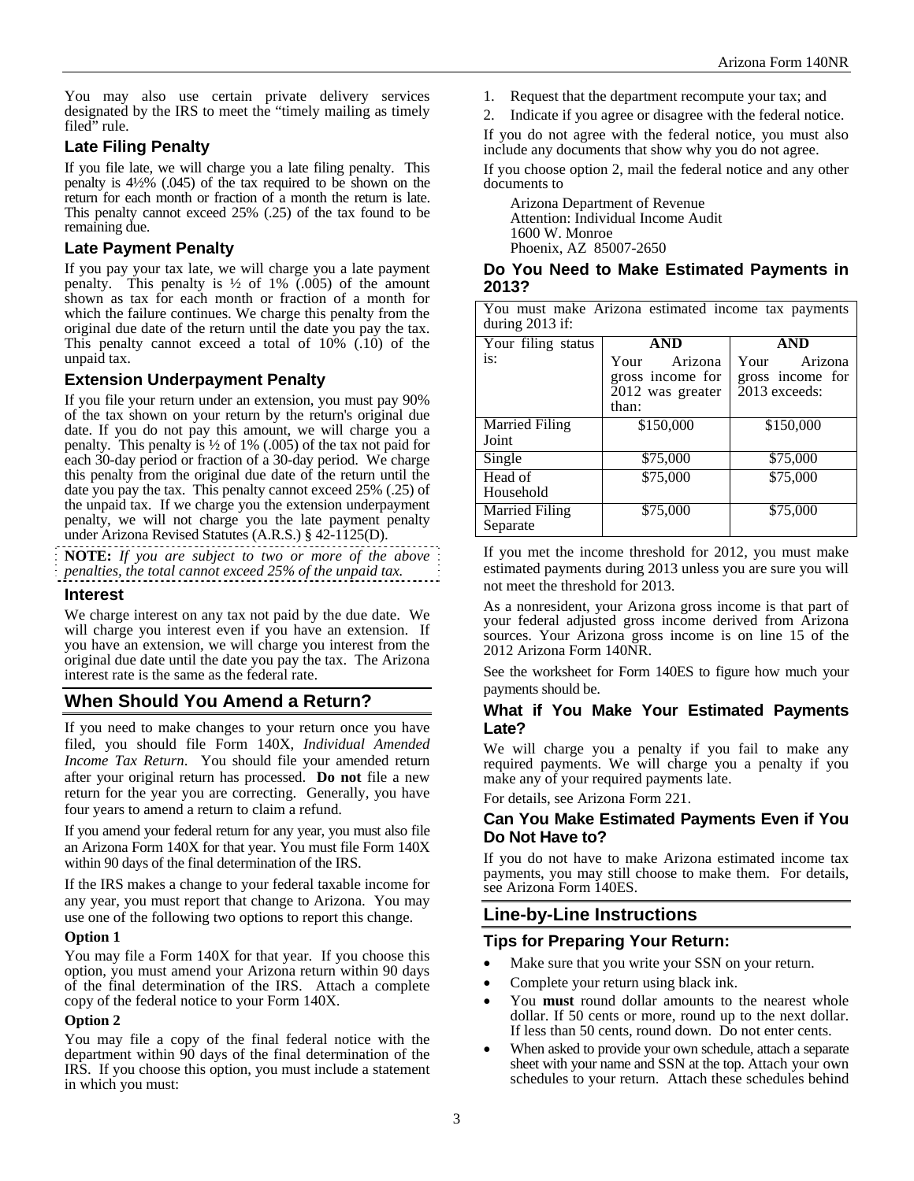You may also use certain private delivery services designated by the IRS to meet the "timely mailing as timely filed" rule.

### Late Filing Penalty

If you file late, we will charge you a late filing penalty. This penalty is 4½% (.045) of the tax required to be shown on the return for each month or fraction of a month the return is late. This penalty cannot exceed 25% (.25) of the tax found to be remaining due.

### Late Payment Penalty

If you pay your tax late, we will charge you a late payment penalty. This penalty is ½ of 1% (.005) of the amount shown as tax for each month or fraction of a month for which the failure continues. We charge this penalty from the original due date of the return until the date you pay the tax. This penalty cannot exceed a total of 10% (.10) of the unpaid tax.

### Extension Underpayment Penalty

If you file your return under an extension, you must pay 90% of the tax shown on your return by the return's original due date. If you do not pay this amount, we will charge you a penalty. This penalty is ½ of 1% (.005) of the tax not paid for each 30-day period or fraction of a 30-day period. We charge this penalty from the original due date of the return until the date you pay the tax. This penalty cannot exceed 25% (.25) of the unpaid tax. If we charge you the extension underpayment penalty, we will not charge you the late payment penalty under Arizona Revised Statutes (A.R.S.) § 42-1125(D).

**NOTE:** *If you are subject to two or more of the above penalties, the total cannot exceed 25% of the unpaid tax.*

### Interest

We charge interest on any tax not paid by the due date. We will charge you interest even if you have an extension. If you have an extension, we will charge you interest from the original due date until the date you pay the tax. The Arizona interest rate is the same as the federal rate.

## When Should You Amend a Return?

If you need to make changes to your return once you have filed, you should file Form 140X, *Individual Amended Income Tax Return*. You should file your amended return after your original return has processed. **Do not** file a new return for the year you are correcting. Generally, you have four years to amend a return to claim a refund.

If you amend your federal return for any year, you must also file an Arizona Form 140X for that year. You must file Form 140X within 90 days of the final determination of the IRS.

If the IRS makes a change to your federal taxable income for any year, you must report that change to Arizona. You may use one of the following two options to report this change.

**Option 1**

You may file a Form 140X for that year. If you choose this option, you must amend your Arizona return within 90 days of the final determination of the IRS. Attach a complete copy of the federal notice to your Form 140X.

**Option 2**

You may file a copy of the final federal notice with the department within 90 days of the final determination of the IRS. If you choose this option, you must include a statement in which you must:

1. Request that the department recompute your tax; and
2. Indicate if you agree or disagree with the federal notice.

If you do not agree with the federal notice, you must also include any documents that show why you do not agree.

If you choose option 2, mail the federal notice and any other documents to

Arizona Department of Revenue
Attention: Individual Income Audit
1600 W. Monroe
Phoenix, AZ 85007-2650

### Do You Need to Make Estimated Payments in 2013?

You must make Arizona estimated income tax payments during 2013 if:

| Your filing status is: | AND Your Arizona gross income for 2012 was greater than: | AND Your Arizona gross income for 2013 exceeds: |
|---|---|---|
| Married Filing Joint | $150,000 | $150,000 |
| Single | $75,000 | $75,000 |
| Head of Household | $75,000 | $75,000 |
| Married Filing Separate | $75,000 | $75,000 |

If you met the income threshold for 2012, you must make estimated payments during 2013 unless you are sure you will not meet the threshold for 2013.

As a nonresident, your Arizona gross income is that part of your federal adjusted gross income derived from Arizona sources. Your Arizona gross income is on line 15 of the 2012 Arizona Form 140NR.

See the worksheet for Form 140ES to figure how much your payments should be.

### What if You Make Your Estimated Payments Late?

We will charge you a penalty if you fail to make any required payments. We will charge you a penalty if you make any of your required payments late.

For details, see Arizona Form 221.

### Can You Make Estimated Payments Even if You Do Not Have to?

If you do not have to make Arizona estimated income tax payments, you may still choose to make them. For details, see Arizona Form 140ES.

## Line-by-Line Instructions

### Tips for Preparing Your Return:

- Make sure that you write your SSN on your return.
- Complete your return using black ink.
- You **must** round dollar amounts to the nearest whole dollar. If 50 cents or more, round up to the next dollar. If less than 50 cents, round down. Do not enter cents.
- When asked to provide your own schedule, attach a separate sheet with your name and SSN at the top. Attach your own schedules to your return. Attach these schedules behind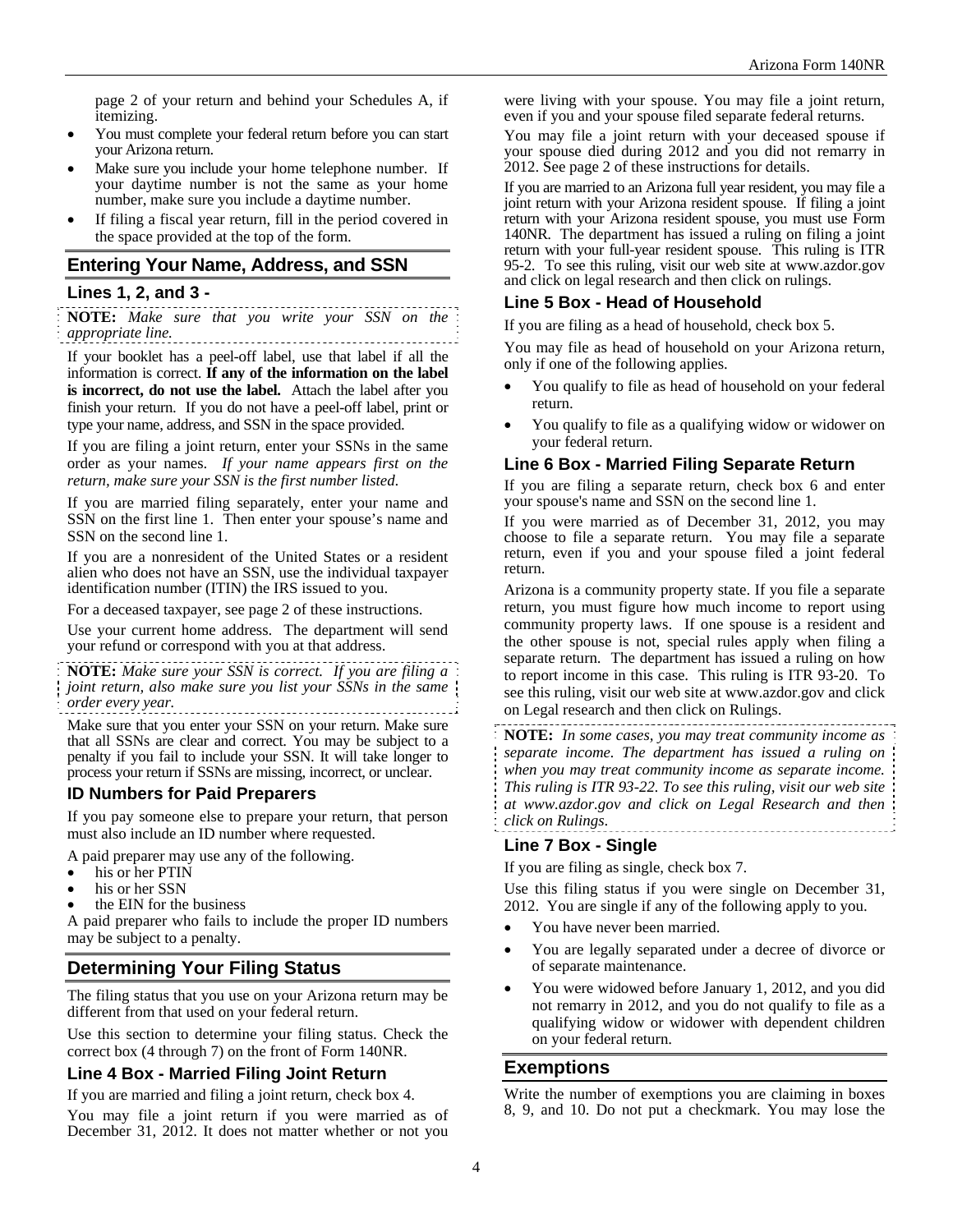page 2 of your return and behind your Schedules A, if itemizing.

- You must complete your federal return before you can start your Arizona return.
- Make sure you include your home telephone number. If your daytime number is not the same as your home number, make sure you include a daytime number.
- If filing a fiscal year return, fill in the period covered in the space provided at the top of the form.

## Entering Your Name, Address, and SSN

### Lines 1, 2, and 3 -

**NOTE:** *Make sure that you write your SSN on the appropriate line.*

If your booklet has a peel-off label, use that label if all the information is correct. **If any of the information on the label is incorrect, do not use the label.** Attach the label after you finish your return. If you do not have a peel-off label, print or type your name, address, and SSN in the space provided.

If you are filing a joint return, enter your SSNs in the same order as your names. *If your name appears first on the return, make sure your SSN is the first number listed.*

If you are married filing separately, enter your name and SSN on the first line 1. Then enter your spouse's name and SSN on the second line 1.

If you are a nonresident of the United States or a resident alien who does not have an SSN, use the individual taxpayer identification number (ITIN) the IRS issued to you.

For a deceased taxpayer, see page 2 of these instructions.

Use your current home address. The department will send your refund or correspond with you at that address.

**NOTE:** *Make sure your SSN is correct. If you are filing a joint return, also make sure you list your SSNs in the same order every year.*

Make sure that you enter your SSN on your return. Make sure that all SSNs are clear and correct. You may be subject to a penalty if you fail to include your SSN. It will take longer to process your return if SSNs are missing, incorrect, or unclear.

### ID Numbers for Paid Preparers

If you pay someone else to prepare your return, that person must also include an ID number where requested.

A paid preparer may use any of the following.

- his or her PTIN
- his or her SSN
- the EIN for the business

A paid preparer who fails to include the proper ID numbers may be subject to a penalty.

## Determining Your Filing Status

The filing status that you use on your Arizona return may be different from that used on your federal return.

Use this section to determine your filing status. Check the correct box (4 through 7) on the front of Form 140NR.

### Line 4 Box - Married Filing Joint Return

If you are married and filing a joint return, check box 4.

You may file a joint return if you were married as of December 31, 2012. It does not matter whether or not you were living with your spouse. You may file a joint return, even if you and your spouse filed separate federal returns.

You may file a joint return with your deceased spouse if your spouse died during 2012 and you did not remarry in 2012. See page 2 of these instructions for details.

If you are married to an Arizona full year resident, you may file a joint return with your Arizona resident spouse. If filing a joint return with your Arizona resident spouse, you must use Form 140NR. The department has issued a ruling on filing a joint return with your full-year resident spouse. This ruling is ITR 95-2. To see this ruling, visit our web site at www.azdor.gov and click on legal research and then click on rulings.

### Line 5 Box - Head of Household

If you are filing as a head of household, check box 5.

You may file as head of household on your Arizona return, only if one of the following applies.

- You qualify to file as head of household on your federal return.
- You qualify to file as a qualifying widow or widower on your federal return.

### Line 6 Box - Married Filing Separate Return

If you are filing a separate return, check box 6 and enter your spouse's name and SSN on the second line 1.

If you were married as of December 31, 2012, you may choose to file a separate return. You may file a separate return, even if you and your spouse filed a joint federal return.

Arizona is a community property state. If you file a separate return, you must figure how much income to report using community property laws. If one spouse is a resident and the other spouse is not, special rules apply when filing a separate return. The department has issued a ruling on how to report income in this case. This ruling is ITR 93-20. To see this ruling, visit our web site at www.azdor.gov and click on Legal research and then click on Rulings.

**NOTE:** *In some cases, you may treat community income as separate income. The department has issued a ruling on when you may treat community income as separate income. This ruling is ITR 93-22. To see this ruling, visit our web site at www.azdor.gov and click on Legal Research and then click on Rulings.*

### Line 7 Box - Single

If you are filing as single, check box 7.

Use this filing status if you were single on December 31, 2012. You are single if any of the following apply to you.

- You have never been married.
- You are legally separated under a decree of divorce or of separate maintenance.
- You were widowed before January 1, 2012, and you did not remarry in 2012, and you do not qualify to file as a qualifying widow or widower with dependent children on your federal return.

## Exemptions

Write the number of exemptions you are claiming in boxes 8, 9, and 10. Do not put a checkmark. You may lose the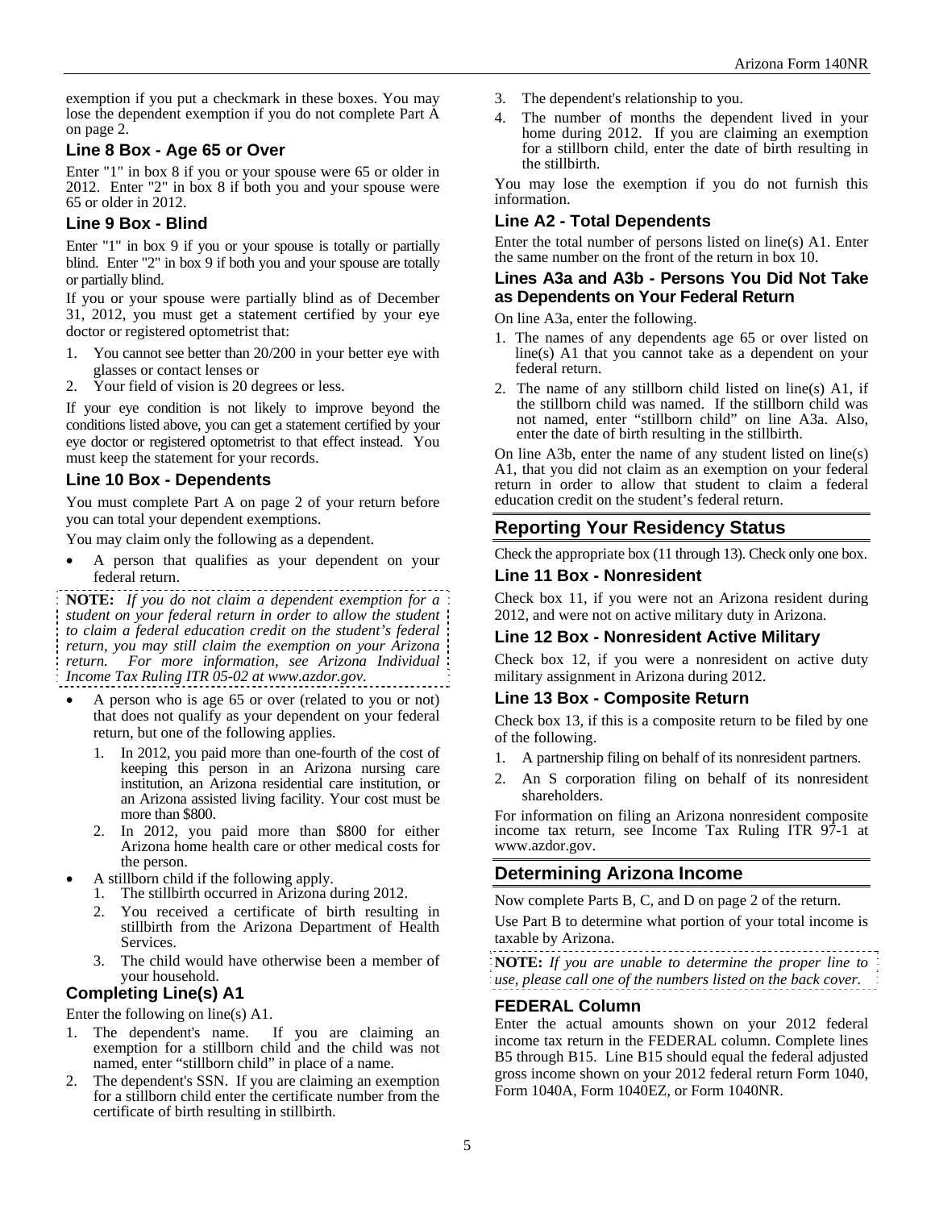exemption if you put a checkmark in these boxes. You may lose the dependent exemption if you do not complete Part A on page 2.

### Line 8 Box - Age 65 or Over

Enter "1" in box 8 if you or your spouse were 65 or older in 2012. Enter "2" in box 8 if both you and your spouse were 65 or older in 2012.

### Line 9 Box - Blind

Enter "1" in box 9 if you or your spouse is totally or partially blind. Enter "2" in box 9 if both you and your spouse are totally or partially blind.

If you or your spouse were partially blind as of December 31, 2012, you must get a statement certified by your eye doctor or registered optometrist that:

1. You cannot see better than 20/200 in your better eye with glasses or contact lenses or
2. Your field of vision is 20 degrees or less.

If your eye condition is not likely to improve beyond the conditions listed above, you can get a statement certified by your eye doctor or registered optometrist to that effect instead. You must keep the statement for your records.

### Line 10 Box - Dependents

You must complete Part A on page 2 of your return before you can total your dependent exemptions.

You may claim only the following as a dependent.

- A person that qualifies as your dependent on your federal return.

**NOTE:** *If you do not claim a dependent exemption for a student on your federal return in order to allow the student to claim a federal education credit on the student's federal return, you may still claim the exemption on your Arizona return. For more information, see Arizona Individual Income Tax Ruling ITR 05-02 at www.azdor.gov.*

- A person who is age 65 or over (related to you or not) that does not qualify as your dependent on your federal return, but one of the following applies.
  1. In 2012, you paid more than one-fourth of the cost of keeping this person in an Arizona nursing care institution, an Arizona residential care institution, or an Arizona assisted living facility. Your cost must be more than $800.
  2. In 2012, you paid more than $800 for either Arizona home health care or other medical costs for the person.
- A stillborn child if the following apply.
  1. The stillbirth occurred in Arizona during 2012.
  2. You received a certificate of birth resulting in stillbirth from the Arizona Department of Health Services.
  3. The child would have otherwise been a member of your household.

### Completing Line(s) A1

Enter the following on line(s) A1.

1. The dependent's name. If you are claiming an exemption for a stillborn child and the child was not named, enter "stillborn child" in place of a name.
2. The dependent's SSN. If you are claiming an exemption for a stillborn child enter the certificate number from the certificate of birth resulting in stillbirth.
3. The dependent's relationship to you.
4. The number of months the dependent lived in your home during 2012. If you are claiming an exemption for a stillborn child, enter the date of birth resulting in the stillbirth.

You may lose the exemption if you do not furnish this information.

### Line A2 - Total Dependents

Enter the total number of persons listed on line(s) A1. Enter the same number on the front of the return in box 10.

### Lines A3a and A3b - Persons You Did Not Take as Dependents on Your Federal Return

On line A3a, enter the following.

1. The names of any dependents age 65 or over listed on line(s) A1 that you cannot take as a dependent on your federal return.
2. The name of any stillborn child listed on line(s) A1, if the stillborn child was named. If the stillborn child was not named, enter "stillborn child" on line A3a. Also, enter the date of birth resulting in the stillbirth.

On line A3b, enter the name of any student listed on line(s) A1, that you did not claim as an exemption on your federal return in order to allow that student to claim a federal education credit on the student's federal return.

## Reporting Your Residency Status

Check the appropriate box (11 through 13). Check only one box.

### Line 11 Box - Nonresident

Check box 11, if you were not an Arizona resident during 2012, and were not on active military duty in Arizona.

### Line 12 Box - Nonresident Active Military

Check box 12, if you were a nonresident on active duty military assignment in Arizona during 2012.

### Line 13 Box - Composite Return

Check box 13, if this is a composite return to be filed by one of the following.

1. A partnership filing on behalf of its nonresident partners.
2. An S corporation filing on behalf of its nonresident shareholders.

For information on filing an Arizona nonresident composite income tax return, see Income Tax Ruling ITR 97-1 at www.azdor.gov.

## Determining Arizona Income

Now complete Parts B, C, and D on page 2 of the return.

Use Part B to determine what portion of your total income is taxable by Arizona.

**NOTE:** *If you are unable to determine the proper line to use, please call one of the numbers listed on the back cover.*

### FEDERAL Column

Enter the actual amounts shown on your 2012 federal income tax return in the FEDERAL column. Complete lines B5 through B15. Line B15 should equal the federal adjusted gross income shown on your 2012 federal return Form 1040, Form 1040A, Form 1040EZ, or Form 1040NR.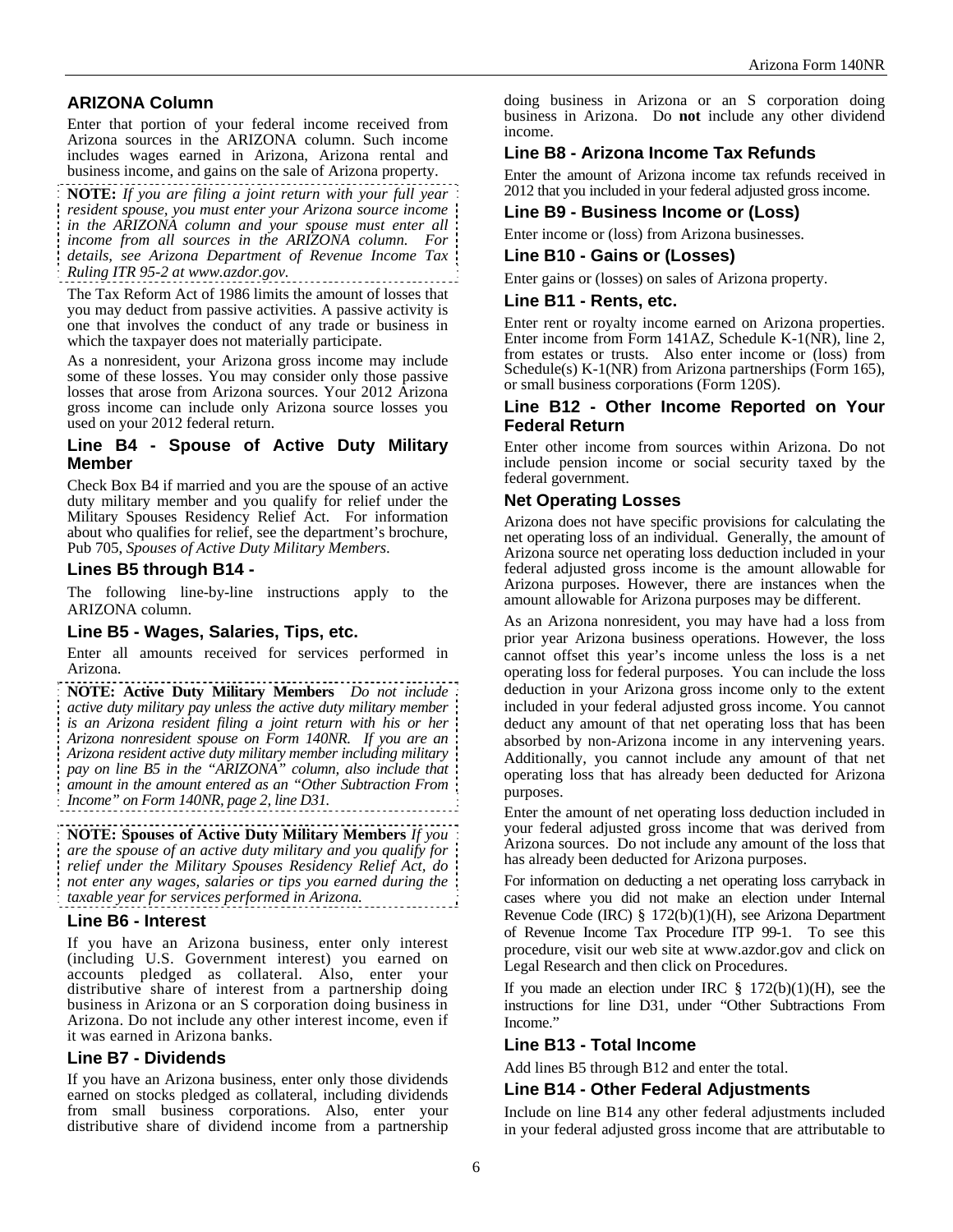### ARIZONA Column

Enter that portion of your federal income received from Arizona sources in the ARIZONA column. Such income includes wages earned in Arizona, Arizona rental and business income, and gains on the sale of Arizona property.

**NOTE:** *If you are filing a joint return with your full year resident spouse, you must enter your Arizona source income in the ARIZONA column and your spouse must enter all income from all sources in the ARIZONA column. For details, see Arizona Department of Revenue Income Tax Ruling ITR 95-2 at www.azdor.gov.*

The Tax Reform Act of 1986 limits the amount of losses that you may deduct from passive activities. A passive activity is one that involves the conduct of any trade or business in which the taxpayer does not materially participate.

As a nonresident, your Arizona gross income may include some of these losses. You may consider only those passive losses that arose from Arizona sources. Your 2012 Arizona gross income can include only Arizona source losses you used on your 2012 federal return.

### Line B4 - Spouse of Active Duty Military Member

Check Box B4 if married and you are the spouse of an active duty military member and you qualify for relief under the Military Spouses Residency Relief Act. For information about who qualifies for relief, see the department's brochure, Pub 705, *Spouses of Active Duty Military Members*.

### Lines B5 through B14 -

The following line-by-line instructions apply to the ARIZONA column.

### Line B5 - Wages, Salaries, Tips, etc.

Enter all amounts received for services performed in Arizona.

**NOTE: Active Duty Military Members** *Do not include active duty military pay unless the active duty military member is an Arizona resident filing a joint return with his or her Arizona nonresident spouse on Form 140NR. If you are an Arizona resident active duty military member including military pay on line B5 in the "ARIZONA" column, also include that amount in the amount entered as an "Other Subtraction From Income" on Form 140NR, page 2, line D31.*

**NOTE: Spouses of Active Duty Military Members** *If you are the spouse of an active duty military and you qualify for relief under the Military Spouses Residency Relief Act, do not enter any wages, salaries or tips you earned during the taxable year for services performed in Arizona.*

### Line B6 - Interest

If you have an Arizona business, enter only interest (including U.S. Government interest) you earned on accounts pledged as collateral. Also, enter your distributive share of interest from a partnership doing business in Arizona or an S corporation doing business in Arizona. Do not include any other interest income, even if it was earned in Arizona banks.

### Line B7 - Dividends

If you have an Arizona business, enter only those dividends earned on stocks pledged as collateral, including dividends from small business corporations. Also, enter your distributive share of dividend income from a partnership doing business in Arizona or an S corporation doing business in Arizona. Do **not** include any other dividend income.

### Line B8 - Arizona Income Tax Refunds

Enter the amount of Arizona income tax refunds received in 2012 that you included in your federal adjusted gross income.

### Line B9 - Business Income or (Loss)

Enter income or (loss) from Arizona businesses.

### Line B10 - Gains or (Losses)

Enter gains or (losses) on sales of Arizona property.

### Line B11 - Rents, etc.

Enter rent or royalty income earned on Arizona properties. Enter income from Form 141AZ, Schedule K-1(NR), line 2, from estates or trusts. Also enter income or (loss) from Schedule(s) K-1(NR) from Arizona partnerships (Form 165), or small business corporations (Form 120S).

### Line B12 - Other Income Reported on Your Federal Return

Enter other income from sources within Arizona. Do not include pension income or social security taxed by the federal government.

### Net Operating Losses

Arizona does not have specific provisions for calculating the net operating loss of an individual. Generally, the amount of Arizona source net operating loss deduction included in your federal adjusted gross income is the amount allowable for Arizona purposes. However, there are instances when the amount allowable for Arizona purposes may be different.

As an Arizona nonresident, you may have had a loss from prior year Arizona business operations. However, the loss cannot offset this year's income unless the loss is a net operating loss for federal purposes. You can include the loss deduction in your Arizona gross income only to the extent included in your federal adjusted gross income. You cannot deduct any amount of that net operating loss that has been absorbed by non-Arizona income in any intervening years. Additionally, you cannot include any amount of that net operating loss that has already been deducted for Arizona purposes.

Enter the amount of net operating loss deduction included in your federal adjusted gross income that was derived from Arizona sources. Do not include any amount of the loss that has already been deducted for Arizona purposes.

For information on deducting a net operating loss carryback in cases where you did not make an election under Internal Revenue Code (IRC) § 172(b)(1)(H), see Arizona Department of Revenue Income Tax Procedure ITP 99-1. To see this procedure, visit our web site at www.azdor.gov and click on Legal Research and then click on Procedures.

If you made an election under IRC § 172(b)(1)(H), see the instructions for line D31, under "Other Subtractions From Income."

### Line B13 - Total Income

Add lines B5 through B12 and enter the total.

### Line B14 - Other Federal Adjustments

Include on line B14 any other federal adjustments included in your federal adjusted gross income that are attributable to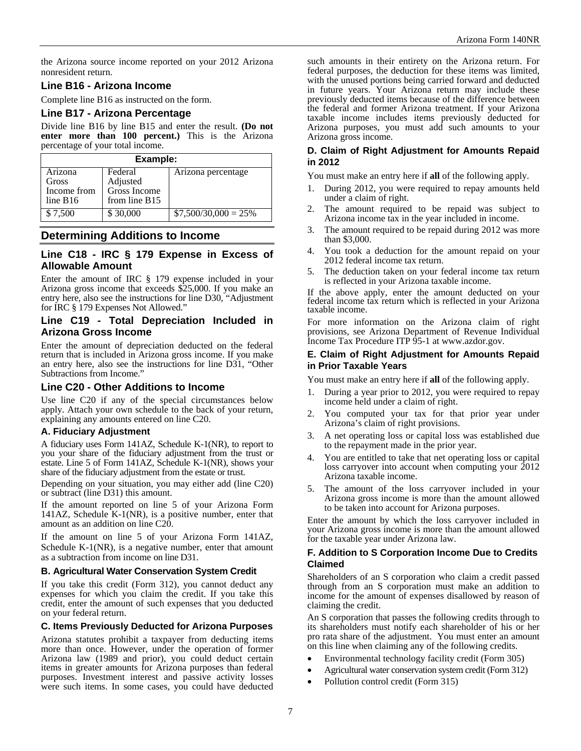the Arizona source income reported on your 2012 Arizona nonresident return.

### Line B16 - Arizona Income

Complete line B16 as instructed on the form.

### Line B17 - Arizona Percentage

Divide line B16 by line B15 and enter the result. **(Do not enter more than 100 percent.)** This is the Arizona percentage of your total income.

| Example: | | |
|---|---|---|
| Arizona Gross Income from line B16 | Federal Adjusted Gross Income from line B15 | Arizona percentage |
| $ 7,500 | $ 30,000 | $7,500/30,000 = 25% |

## Determining Additions to Income

### Line C18 - IRC § 179 Expense in Excess of Allowable Amount

Enter the amount of IRC § 179 expense included in your Arizona gross income that exceeds $25,000. If you make an entry here, also see the instructions for line D30, "Adjustment for IRC § 179 Expenses Not Allowed."

### Line C19 - Total Depreciation Included in Arizona Gross Income

Enter the amount of depreciation deducted on the federal return that is included in Arizona gross income. If you make an entry here, also see the instructions for line D31, "Other Subtractions from Income."

### Line C20 - Other Additions to Income

Use line C20 if any of the special circumstances below apply. Attach your own schedule to the back of your return, explaining any amounts entered on line C20.

#### A. Fiduciary Adjustment

A fiduciary uses Form 141AZ, Schedule K-1(NR), to report to you your share of the fiduciary adjustment from the trust or estate. Line 5 of Form 141AZ, Schedule K-1(NR), shows your share of the fiduciary adjustment from the estate or trust.

Depending on your situation, you may either add (line C20) or subtract (line D31) this amount.

If the amount reported on line 5 of your Arizona Form 141AZ, Schedule K-1(NR), is a positive number, enter that amount as an addition on line C20.

If the amount on line 5 of your Arizona Form 141AZ, Schedule K-1(NR), is a negative number, enter that amount as a subtraction from income on line D31.

#### B. Agricultural Water Conservation System Credit

If you take this credit (Form 312), you cannot deduct any expenses for which you claim the credit. If you take this credit, enter the amount of such expenses that you deducted on your federal return.

#### C. Items Previously Deducted for Arizona Purposes

Arizona statutes prohibit a taxpayer from deducting items more than once. However, under the operation of former Arizona law (1989 and prior), you could deduct certain items in greater amounts for Arizona purposes than federal purposes. Investment interest and passive activity losses were such items. In some cases, you could have deducted such amounts in their entirety on the Arizona return. For federal purposes, the deduction for these items was limited, with the unused portions being carried forward and deducted in future years. Your Arizona return may include these previously deducted items because of the difference between the federal and former Arizona treatment. If your Arizona taxable income includes items previously deducted for Arizona purposes, you must add such amounts to your Arizona gross income.

#### D. Claim of Right Adjustment for Amounts Repaid in 2012

You must make an entry here if **all** of the following apply.

1. During 2012, you were required to repay amounts held under a claim of right.
2. The amount required to be repaid was subject to Arizona income tax in the year included in income.
3. The amount required to be repaid during 2012 was more than $3,000.
4. You took a deduction for the amount repaid on your 2012 federal income tax return.
5. The deduction taken on your federal income tax return is reflected in your Arizona taxable income.

If the above apply, enter the amount deducted on your federal income tax return which is reflected in your Arizona taxable income.

For more information on the Arizona claim of right provisions, see Arizona Department of Revenue Individual Income Tax Procedure ITP 95-1 at www.azdor.gov.

#### E. Claim of Right Adjustment for Amounts Repaid in Prior Taxable Years

You must make an entry here if **all** of the following apply.

1. During a year prior to 2012, you were required to repay income held under a claim of right.
2. You computed your tax for that prior year under Arizona's claim of right provisions.
3. A net operating loss or capital loss was established due to the repayment made in the prior year.
4. You are entitled to take that net operating loss or capital loss carryover into account when computing your 2012 Arizona taxable income.
5. The amount of the loss carryover included in your Arizona gross income is more than the amount allowed to be taken into account for Arizona purposes.

Enter the amount by which the loss carryover included in your Arizona gross income is more than the amount allowed for the taxable year under Arizona law.

#### F. Addition to S Corporation Income Due to Credits Claimed

Shareholders of an S corporation who claim a credit passed through from an S corporation must make an addition to income for the amount of expenses disallowed by reason of claiming the credit.

An S corporation that passes the following credits through to its shareholders must notify each shareholder of his or her pro rata share of the adjustment. You must enter an amount on this line when claiming any of the following credits.

- Environmental technology facility credit (Form 305)
- Agricultural water conservation system credit (Form 312)
- Pollution control credit (Form 315)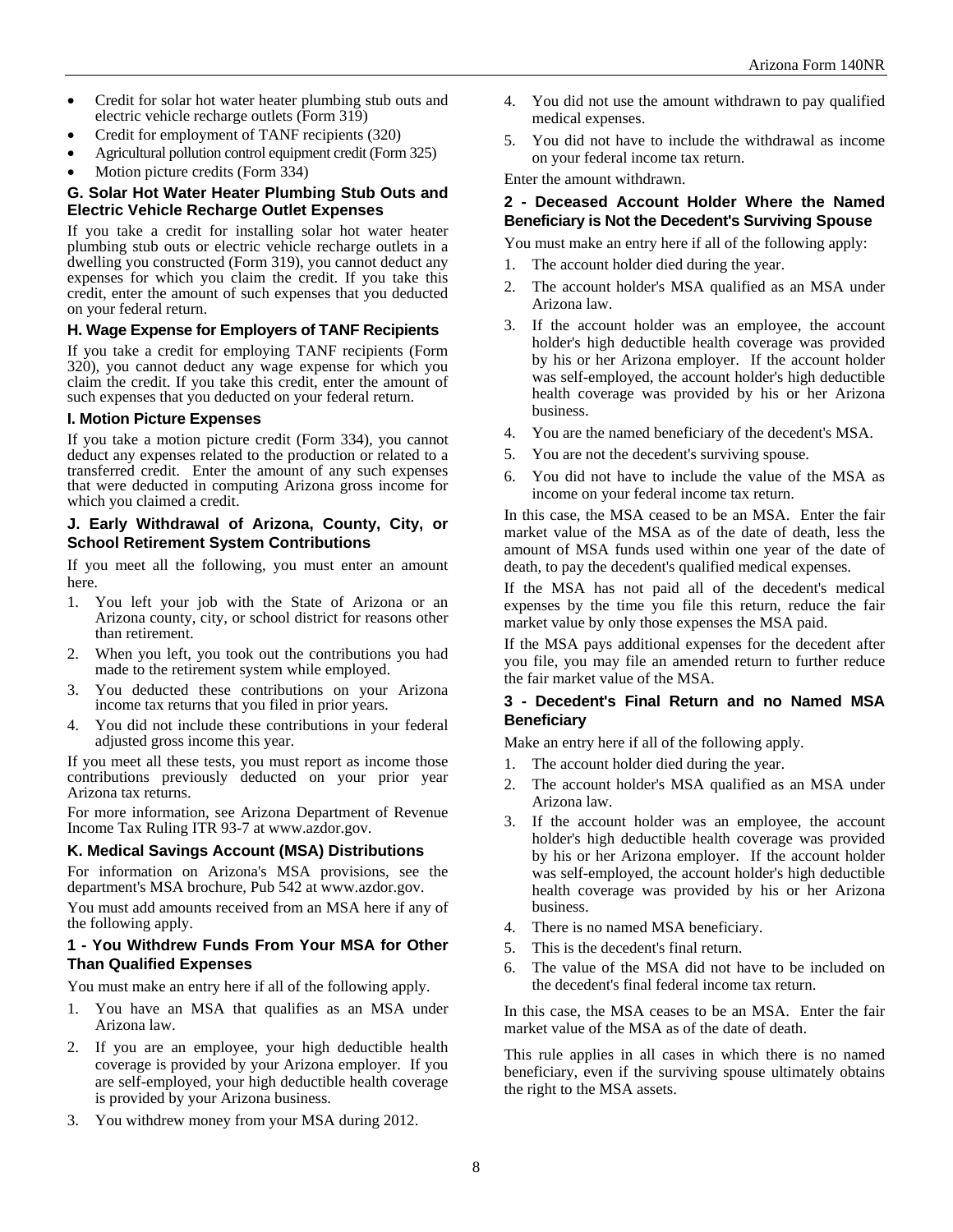- Credit for solar hot water heater plumbing stub outs and electric vehicle recharge outlets (Form 319)
- Credit for employment of TANF recipients (320)
- Agricultural pollution control equipment credit (Form 325)
- Motion picture credits (Form 334)

### G. Solar Hot Water Heater Plumbing Stub Outs and Electric Vehicle Recharge Outlet Expenses

If you take a credit for installing solar hot water heater plumbing stub outs or electric vehicle recharge outlets in a dwelling you constructed (Form 319), you cannot deduct any expenses for which you claim the credit. If you take this credit, enter the amount of such expenses that you deducted on your federal return.

### H. Wage Expense for Employers of TANF Recipients

If you take a credit for employing TANF recipients (Form 320), you cannot deduct any wage expense for which you claim the credit. If you take this credit, enter the amount of such expenses that you deducted on your federal return.

### I. Motion Picture Expenses

If you take a motion picture credit (Form 334), you cannot deduct any expenses related to the production or related to a transferred credit. Enter the amount of any such expenses that were deducted in computing Arizona gross income for which you claimed a credit.

### J. Early Withdrawal of Arizona, County, City, or School Retirement System Contributions

If you meet all the following, you must enter an amount here.

1. You left your job with the State of Arizona or an Arizona county, city, or school district for reasons other than retirement.
2. When you left, you took out the contributions you had made to the retirement system while employed.
3. You deducted these contributions on your Arizona income tax returns that you filed in prior years.
4. You did not include these contributions in your federal adjusted gross income this year.

If you meet all these tests, you must report as income those contributions previously deducted on your prior year Arizona tax returns.

For more information, see Arizona Department of Revenue Income Tax Ruling ITR 93-7 at www.azdor.gov.

### K. Medical Savings Account (MSA) Distributions

For information on Arizona's MSA provisions, see the department's MSA brochure, Pub 542 at www.azdor.gov.

You must add amounts received from an MSA here if any of the following apply.

#### 1 - You Withdrew Funds From Your MSA for Other Than Qualified Expenses

You must make an entry here if all of the following apply.

1. You have an MSA that qualifies as an MSA under Arizona law.
2. If you are an employee, your high deductible health coverage is provided by your Arizona employer. If you are self-employed, your high deductible health coverage is provided by your Arizona business.
3. You withdrew money from your MSA during 2012.
4. You did not use the amount withdrawn to pay qualified medical expenses.
5. You did not have to include the withdrawal as income on your federal income tax return.

Enter the amount withdrawn.

#### 2 - Deceased Account Holder Where the Named Beneficiary is Not the Decedent's Surviving Spouse

You must make an entry here if all of the following apply:

1. The account holder died during the year.
2. The account holder's MSA qualified as an MSA under Arizona law.
3. If the account holder was an employee, the account holder's high deductible health coverage was provided by his or her Arizona employer. If the account holder was self-employed, the account holder's high deductible health coverage was provided by his or her Arizona business.
4. You are the named beneficiary of the decedent's MSA.
5. You are not the decedent's surviving spouse.
6. You did not have to include the value of the MSA as income on your federal income tax return.

In this case, the MSA ceased to be an MSA. Enter the fair market value of the MSA as of the date of death, less the amount of MSA funds used within one year of the date of death, to pay the decedent's qualified medical expenses.

If the MSA has not paid all of the decedent's medical expenses by the time you file this return, reduce the fair market value by only those expenses the MSA paid.

If the MSA pays additional expenses for the decedent after you file, you may file an amended return to further reduce the fair market value of the MSA.

#### 3 - Decedent's Final Return and no Named MSA Beneficiary

Make an entry here if all of the following apply.

1. The account holder died during the year.
2. The account holder's MSA qualified as an MSA under Arizona law.
3. If the account holder was an employee, the account holder's high deductible health coverage was provided by his or her Arizona employer. If the account holder was self-employed, the account holder's high deductible health coverage was provided by his or her Arizona business.
4. There is no named MSA beneficiary.
5. This is the decedent's final return.
6. The value of the MSA did not have to be included on the decedent's final federal income tax return.

In this case, the MSA ceases to be an MSA. Enter the fair market value of the MSA as of the date of death.

This rule applies in all cases in which there is no named beneficiary, even if the surviving spouse ultimately obtains the right to the MSA assets.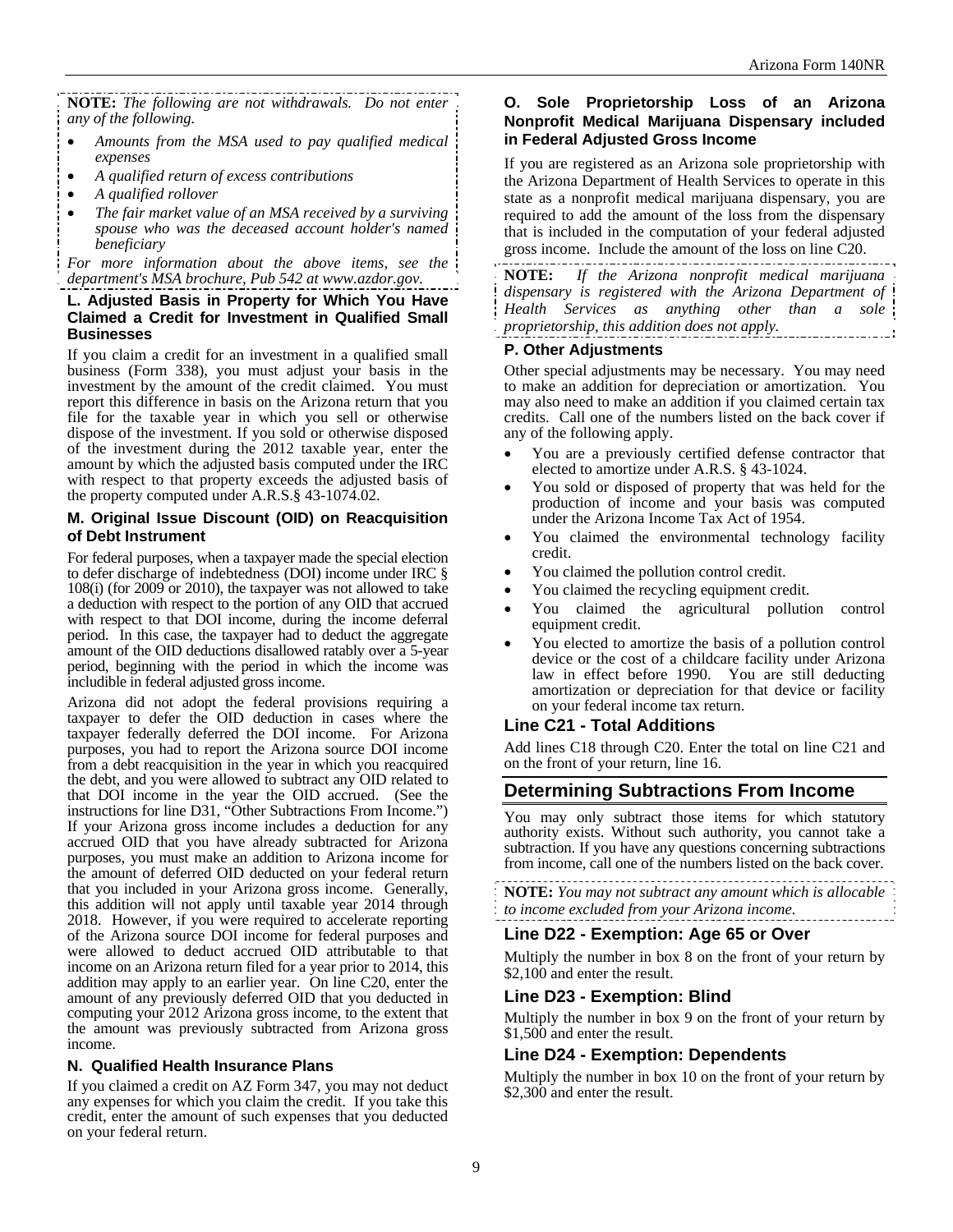**NOTE:** *The following are not withdrawals. Do not enter any of the following.*

- *Amounts from the MSA used to pay qualified medical expenses*
- *A qualified return of excess contributions*
- *A qualified rollover*
- *The fair market value of an MSA received by a surviving spouse who was the deceased account holder's named beneficiary*

*For more information about the above items, see the department's MSA brochure, Pub 542 at www.azdor.gov.*

#### L. Adjusted Basis in Property for Which You Have Claimed a Credit for Investment in Qualified Small Businesses

If you claim a credit for an investment in a qualified small business (Form 338), you must adjust your basis in the investment by the amount of the credit claimed. You must report this difference in basis on the Arizona return that you file for the taxable year in which you sell or otherwise dispose of the investment. If you sold or otherwise disposed of the investment during the 2012 taxable year, enter the amount by which the adjusted basis computed under the IRC with respect to that property exceeds the adjusted basis of the property computed under A.R.S.§ 43-1074.02.

#### M. Original Issue Discount (OID) on Reacquisition of Debt Instrument

For federal purposes, when a taxpayer made the special election to defer discharge of indebtedness (DOI) income under IRC § 108(i) (for 2009 or 2010), the taxpayer was not allowed to take a deduction with respect to the portion of any OID that accrued with respect to that DOI income, during the income deferral period. In this case, the taxpayer had to deduct the aggregate amount of the OID deductions disallowed ratably over a 5-year period, beginning with the period in which the income was includible in federal adjusted gross income.

Arizona did not adopt the federal provisions requiring a taxpayer to defer the OID deduction in cases where the taxpayer federally deferred the DOI income. For Arizona purposes, you had to report the Arizona source DOI income from a debt reacquisition in the year in which you reacquired the debt, and you were allowed to subtract any OID related to that DOI income in the year the OID accrued. (See the instructions for line D31, "Other Subtractions From Income.") If your Arizona gross income includes a deduction for any accrued OID that you have already subtracted for Arizona purposes, you must make an addition to Arizona income for the amount of deferred OID deducted on your federal return that you included in your Arizona gross income. Generally, this addition will not apply until taxable year 2014 through 2018. However, if you were required to accelerate reporting of the Arizona source DOI income for federal purposes and were allowed to deduct accrued OID attributable to that income on an Arizona return filed for a year prior to 2014, this addition may apply to an earlier year. On line C20, enter the amount of any previously deferred OID that you deducted in computing your 2012 Arizona gross income, to the extent that the amount was previously subtracted from Arizona gross income.

#### N. Qualified Health Insurance Plans

If you claimed a credit on AZ Form 347, you may not deduct any expenses for which you claim the credit. If you take this credit, enter the amount of such expenses that you deducted on your federal return.

#### O. Sole Proprietorship Loss of an Arizona Nonprofit Medical Marijuana Dispensary included in Federal Adjusted Gross Income

If you are registered as an Arizona sole proprietorship with the Arizona Department of Health Services to operate in this state as a nonprofit medical marijuana dispensary, you are required to add the amount of the loss from the dispensary that is included in the computation of your federal adjusted gross income. Include the amount of the loss on line C20.

**NOTE:** *If the Arizona nonprofit medical marijuana dispensary is registered with the Arizona Department of Health Services as anything other than a sole proprietorship, this addition does not apply.*

#### P. Other Adjustments

Other special adjustments may be necessary. You may need to make an addition for depreciation or amortization. You may also need to make an addition if you claimed certain tax credits. Call one of the numbers listed on the back cover if any of the following apply.

- You are a previously certified defense contractor that elected to amortize under A.R.S. § 43-1024.
- You sold or disposed of property that was held for the production of income and your basis was computed under the Arizona Income Tax Act of 1954.
- You claimed the environmental technology facility credit.
- You claimed the pollution control credit.
- You claimed the recycling equipment credit.
- You claimed the agricultural pollution control equipment credit.
- You elected to amortize the basis of a pollution control device or the cost of a childcare facility under Arizona law in effect before 1990. You are still deducting amortization or depreciation for that device or facility on your federal income tax return.

### Line C21 - Total Additions

Add lines C18 through C20. Enter the total on line C21 and on the front of your return, line 16.

## Determining Subtractions From Income

You may only subtract those items for which statutory authority exists. Without such authority, you cannot take a subtraction. If you have any questions concerning subtractions from income, call one of the numbers listed on the back cover.

**NOTE:** *You may not subtract any amount which is allocable to income excluded from your Arizona income.*

### Line D22 - Exemption: Age 65 or Over

Multiply the number in box 8 on the front of your return by $2,100 and enter the result.

### Line D23 - Exemption: Blind

Multiply the number in box 9 on the front of your return by $1,500 and enter the result.

### Line D24 - Exemption: Dependents

Multiply the number in box 10 on the front of your return by $2,300 and enter the result.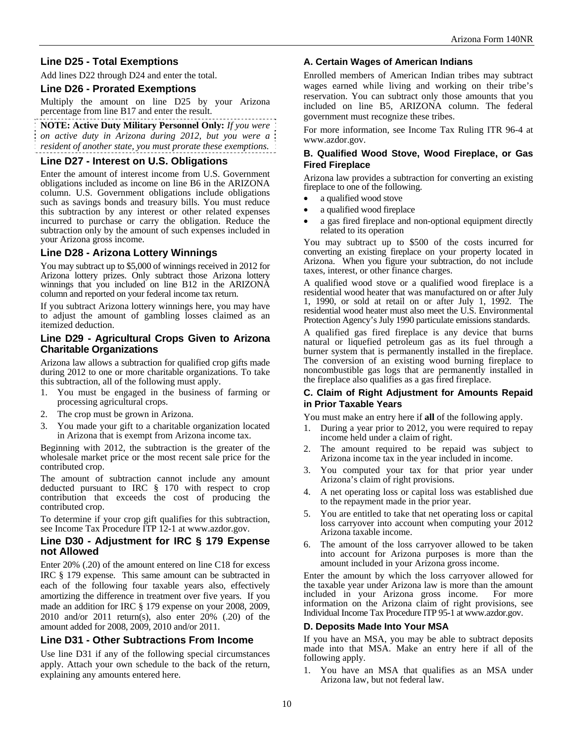## Line D25 - Total Exemptions

Add lines D22 through D24 and enter the total.

## Line D26 - Prorated Exemptions

Multiply the amount on line D25 by your Arizona percentage from line B17 and enter the result.

**NOTE: Active Duty Military Personnel Only:** *If you were on active duty in Arizona during 2012, but you were a resident of another state, you must prorate these exemptions.*

## Line D27 - Interest on U.S. Obligations

Enter the amount of interest income from U.S. Government obligations included as income on line B6 in the ARIZONA column. U.S. Government obligations include obligations such as savings bonds and treasury bills. You must reduce this subtraction by any interest or other related expenses incurred to purchase or carry the obligation. Reduce the subtraction only by the amount of such expenses included in your Arizona gross income.

## Line D28 - Arizona Lottery Winnings

You may subtract up to $5,000 of winnings received in 2012 for Arizona lottery prizes. Only subtract those Arizona lottery winnings that you included on line B12 in the ARIZONA column and reported on your federal income tax return.

If you subtract Arizona lottery winnings here, you may have to adjust the amount of gambling losses claimed as an itemized deduction.

## Line D29 - Agricultural Crops Given to Arizona Charitable Organizations

Arizona law allows a subtraction for qualified crop gifts made during 2012 to one or more charitable organizations. To take this subtraction, all of the following must apply.

1. You must be engaged in the business of farming or processing agricultural crops.
2. The crop must be grown in Arizona.
3. You made your gift to a charitable organization located in Arizona that is exempt from Arizona income tax.

Beginning with 2012, the subtraction is the greater of the wholesale market price or the most recent sale price for the contributed crop.

The amount of subtraction cannot include any amount deducted pursuant to IRC § 170 with respect to crop contribution that exceeds the cost of producing the contributed crop.

To determine if your crop gift qualifies for this subtraction, see Income Tax Procedure ITP 12-1 at www.azdor.gov.

## Line D30 - Adjustment for IRC § 179 Expense not Allowed

Enter 20% (.20) of the amount entered on line C18 for excess IRC § 179 expense. This same amount can be subtracted in each of the following four taxable years also, effectively amortizing the difference in treatment over five years. If you made an addition for IRC § 179 expense on your 2008, 2009, 2010 and/or 2011 return(s), also enter 20% (.20) of the amount added for 2008, 2009, 2010 and/or 2011.

## Line D31 - Other Subtractions From Income

Use line D31 if any of the following special circumstances apply. Attach your own schedule to the back of the return, explaining any amounts entered here.

### A. Certain Wages of American Indians

Enrolled members of American Indian tribes may subtract wages earned while living and working on their tribe's reservation. You can subtract only those amounts that you included on line B5, ARIZONA column. The federal government must recognize these tribes.

For more information, see Income Tax Ruling ITR 96-4 at www.azdor.gov.

### B. Qualified Wood Stove, Wood Fireplace, or Gas Fired Fireplace

Arizona law provides a subtraction for converting an existing fireplace to one of the following.

- a qualified wood stove
- a qualified wood fireplace
- a gas fired fireplace and non-optional equipment directly related to its operation

You may subtract up to $500 of the costs incurred for converting an existing fireplace on your property located in Arizona. When you figure your subtraction, do not include taxes, interest, or other finance charges.

A qualified wood stove or a qualified wood fireplace is a residential wood heater that was manufactured on or after July 1, 1990, or sold at retail on or after July 1, 1992. The residential wood heater must also meet the U.S. Environmental Protection Agency's July 1990 particulate emissions standards.

A qualified gas fired fireplace is any device that burns natural or liquefied petroleum gas as its fuel through a burner system that is permanently installed in the fireplace. The conversion of an existing wood burning fireplace to noncombustible gas logs that are permanently installed in the fireplace also qualifies as a gas fired fireplace.

### C. Claim of Right Adjustment for Amounts Repaid in Prior Taxable Years

You must make an entry here if **all** of the following apply.

1. During a year prior to 2012, you were required to repay income held under a claim of right.
2. The amount required to be repaid was subject to Arizona income tax in the year included in income.
3. You computed your tax for that prior year under Arizona's claim of right provisions.
4. A net operating loss or capital loss was established due to the repayment made in the prior year.
5. You are entitled to take that net operating loss or capital loss carryover into account when computing your 2012 Arizona taxable income.
6. The amount of the loss carryover allowed to be taken into account for Arizona purposes is more than the amount included in your Arizona gross income.

Enter the amount by which the loss carryover allowed for the taxable year under Arizona law is more than the amount included in your Arizona gross income. For more information on the Arizona claim of right provisions, see Individual Income Tax Procedure ITP 95-1 at www.azdor.gov.

### D. Deposits Made Into Your MSA

If you have an MSA, you may be able to subtract deposits made into that MSA. Make an entry here if all of the following apply.

1. You have an MSA that qualifies as an MSA under Arizona law, but not federal law.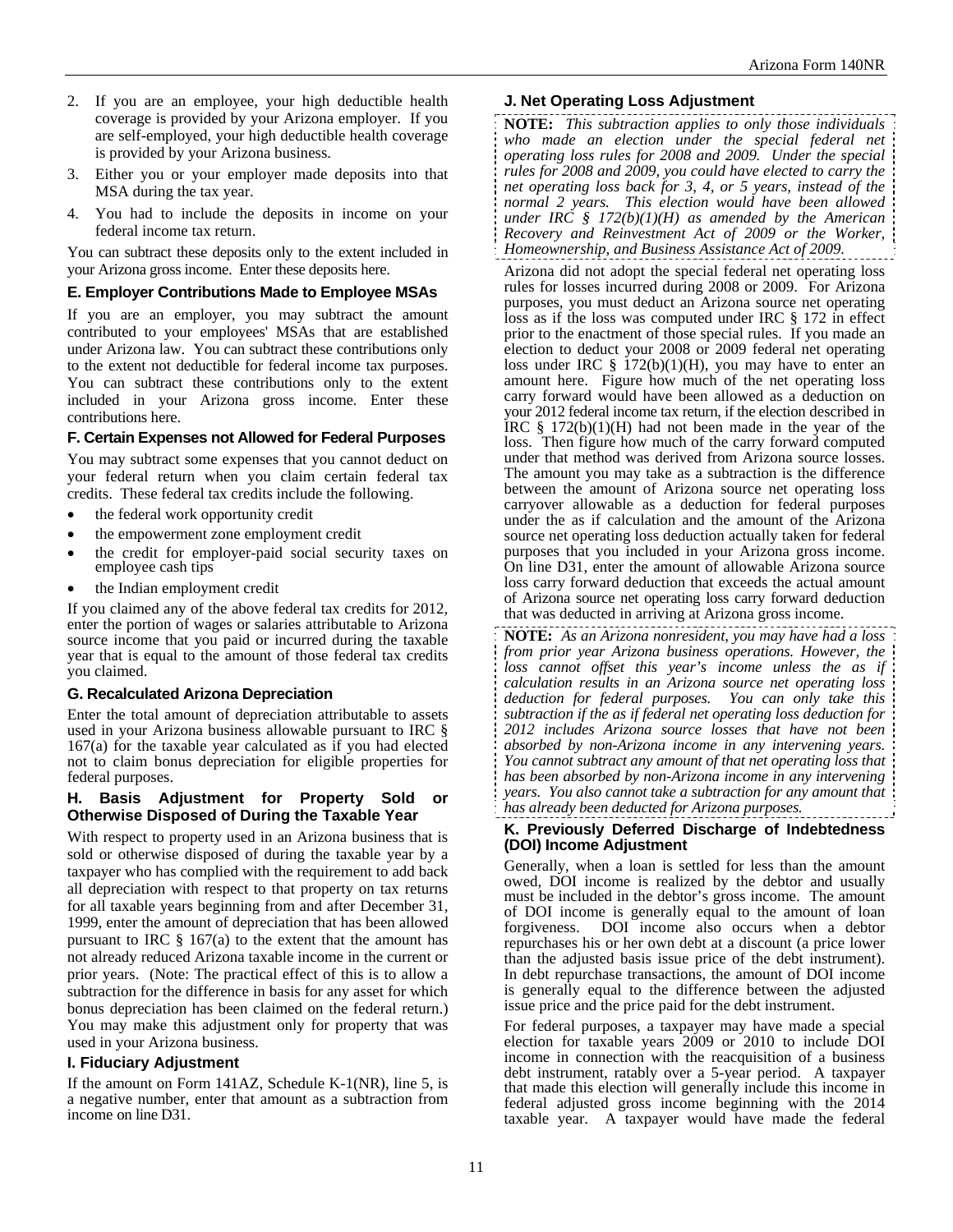2. If you are an employee, your high deductible health coverage is provided by your Arizona employer. If you are self-employed, your high deductible health coverage is provided by your Arizona business.
3. Either you or your employer made deposits into that MSA during the tax year.
4. You had to include the deposits in income on your federal income tax return.

You can subtract these deposits only to the extent included in your Arizona gross income. Enter these deposits here.

### E. Employer Contributions Made to Employee MSAs

If you are an employer, you may subtract the amount contributed to your employees' MSAs that are established under Arizona law. You can subtract these contributions only to the extent not deductible for federal income tax purposes. You can subtract these contributions only to the extent included in your Arizona gross income. Enter these contributions here.

### F. Certain Expenses not Allowed for Federal Purposes

You may subtract some expenses that you cannot deduct on your federal return when you claim certain federal tax credits. These federal tax credits include the following.

- the federal work opportunity credit
- the empowerment zone employment credit
- the credit for employer-paid social security taxes on employee cash tips
- the Indian employment credit

If you claimed any of the above federal tax credits for 2012, enter the portion of wages or salaries attributable to Arizona source income that you paid or incurred during the taxable year that is equal to the amount of those federal tax credits you claimed.

### G. Recalculated Arizona Depreciation

Enter the total amount of depreciation attributable to assets used in your Arizona business allowable pursuant to IRC § 167(a) for the taxable year calculated as if you had elected not to claim bonus depreciation for eligible properties for federal purposes.

### H. Basis Adjustment for Property Sold or Otherwise Disposed of During the Taxable Year

With respect to property used in an Arizona business that is sold or otherwise disposed of during the taxable year by a taxpayer who has complied with the requirement to add back all depreciation with respect to that property on tax returns for all taxable years beginning from and after December 31, 1999, enter the amount of depreciation that has been allowed pursuant to IRC § 167(a) to the extent that the amount has not already reduced Arizona taxable income in the current or prior years. (Note: The practical effect of this is to allow a subtraction for the difference in basis for any asset for which bonus depreciation has been claimed on the federal return.) You may make this adjustment only for property that was used in your Arizona business.

### I. Fiduciary Adjustment

If the amount on Form 141AZ, Schedule K-1(NR), line 5, is a negative number, enter that amount as a subtraction from income on line D31.

### J. Net Operating Loss Adjustment

**NOTE:** *This subtraction applies to only those individuals who made an election under the special federal net operating loss rules for 2008 and 2009. Under the special rules for 2008 and 2009, you could have elected to carry the net operating loss back for 3, 4, or 5 years, instead of the normal 2 years. This election would have been allowed under IRC § 172(b)(1)(H) as amended by the American Recovery and Reinvestment Act of 2009 or the Worker, Homeownership, and Business Assistance Act of 2009.*

Arizona did not adopt the special federal net operating loss rules for losses incurred during 2008 or 2009. For Arizona purposes, you must deduct an Arizona source net operating loss as if the loss was computed under IRC § 172 in effect prior to the enactment of those special rules. If you made an election to deduct your 2008 or 2009 federal net operating loss under IRC § 172(b)(1)(H), you may have to enter an amount here. Figure how much of the net operating loss carry forward would have been allowed as a deduction on your 2012 federal income tax return, if the election described in IRC § 172(b)(1)(H) had not been made in the year of the loss. Then figure how much of the carry forward computed under that method was derived from Arizona source losses. The amount you may take as a subtraction is the difference between the amount of Arizona source net operating loss carryover allowable as a deduction for federal purposes under the as if calculation and the amount of the Arizona source net operating loss deduction actually taken for federal purposes that you included in your Arizona gross income. On line D31, enter the amount of allowable Arizona source loss carry forward deduction that exceeds the actual amount of Arizona source net operating loss carry forward deduction that was deducted in arriving at Arizona gross income.

**NOTE:** *As an Arizona nonresident, you may have had a loss from prior year Arizona business operations. However, the loss cannot offset this year's income unless the as if calculation results in an Arizona source net operating loss deduction for federal purposes. You can only take this subtraction if the as if federal net operating loss deduction for 2012 includes Arizona source losses that have not been absorbed by non-Arizona income in any intervening years. You cannot subtract any amount of that net operating loss that has been absorbed by non-Arizona income in any intervening years. You also cannot take a subtraction for any amount that has already been deducted for Arizona purposes.*

### K. Previously Deferred Discharge of Indebtedness (DOI) Income Adjustment

Generally, when a loan is settled for less than the amount owed, DOI income is realized by the debtor and usually must be included in the debtor's gross income. The amount of DOI income is generally equal to the amount of loan forgiveness. DOI income also occurs when a debtor repurchases his or her own debt at a discount (a price lower than the adjusted basis issue price of the debt instrument). In debt repurchase transactions, the amount of DOI income is generally equal to the difference between the adjusted issue price and the price paid for the debt instrument.

For federal purposes, a taxpayer may have made a special election for taxable years 2009 or 2010 to include DOI income in connection with the reacquisition of a business debt instrument, ratably over a 5-year period. A taxpayer that made this election will generally include this income in federal adjusted gross income beginning with the 2014 taxable year. A taxpayer would have made the federal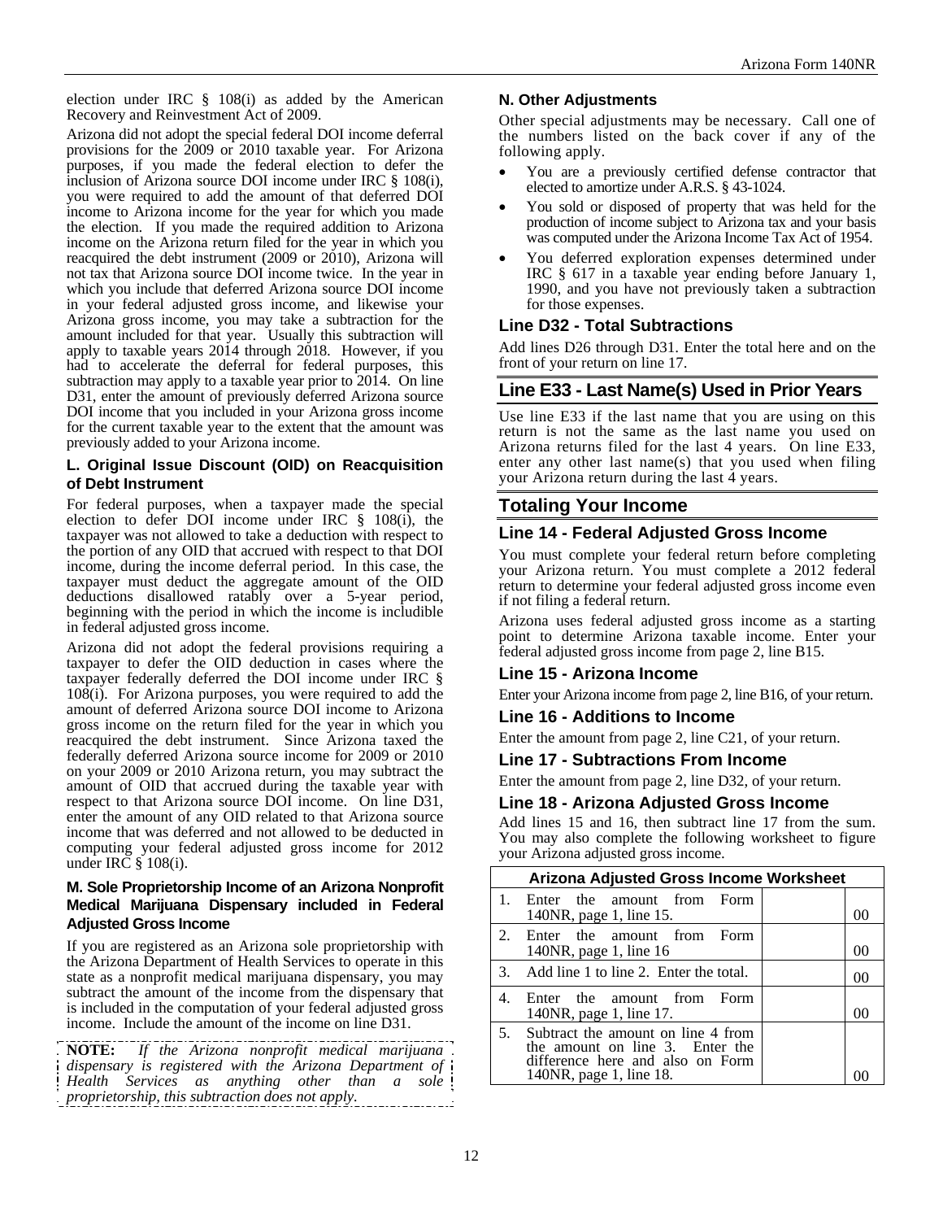election under IRC § 108(i) as added by the American Recovery and Reinvestment Act of 2009.

Arizona did not adopt the special federal DOI income deferral provisions for the 2009 or 2010 taxable year. For Arizona purposes, if you made the federal election to defer the inclusion of Arizona source DOI income under IRC § 108(i), you were required to add the amount of that deferred DOI income to Arizona income for the year for which you made the election. If you made the required addition to Arizona income on the Arizona return filed for the year in which you reacquired the debt instrument (2009 or 2010), Arizona will not tax that Arizona source DOI income twice. In the year in which you include that deferred Arizona source DOI income in your federal adjusted gross income, and likewise your Arizona gross income, you may take a subtraction for the amount included for that year. Usually this subtraction will apply to taxable years 2014 through 2018. However, if you had to accelerate the deferral for federal purposes, this subtraction may apply to a taxable year prior to 2014. On line D31, enter the amount of previously deferred Arizona source DOI income that you included in your Arizona gross income for the current taxable year to the extent that the amount was previously added to your Arizona income.

#### L. Original Issue Discount (OID) on Reacquisition of Debt Instrument

For federal purposes, when a taxpayer made the special election to defer DOI income under IRC § 108(i), the taxpayer was not allowed to take a deduction with respect to the portion of any OID that accrued with respect to that DOI income, during the income deferral period. In this case, the taxpayer must deduct the aggregate amount of the OID deductions disallowed ratably over a 5-year period, beginning with the period in which the income is includible in federal adjusted gross income.

Arizona did not adopt the federal provisions requiring a taxpayer to defer the OID deduction in cases where the taxpayer federally deferred the DOI income under IRC § 108(i). For Arizona purposes, you were required to add the amount of deferred Arizona source DOI income to Arizona gross income on the return filed for the year in which you reacquired the debt instrument. Since Arizona taxed the federally deferred Arizona source income for 2009 or 2010 on your 2009 or 2010 Arizona return, you may subtract the amount of OID that accrued during the taxable year with respect to that Arizona source DOI income. On line D31, enter the amount of any OID related to that Arizona source income that was deferred and not allowed to be deducted in computing your federal adjusted gross income for 2012 under IRC § 108(i).

#### M. Sole Proprietorship Income of an Arizona Nonprofit Medical Marijuana Dispensary included in Federal Adjusted Gross Income

If you are registered as an Arizona sole proprietorship with the Arizona Department of Health Services to operate in this state as a nonprofit medical marijuana dispensary, you may subtract the amount of the income from the dispensary that is included in the computation of your federal adjusted gross income. Include the amount of the income on line D31.

**NOTE:** *If the Arizona nonprofit medical marijuana dispensary is registered with the Arizona Department of Health Services as anything other than a sole proprietorship, this subtraction does not apply.*

#### N. Other Adjustments

Other special adjustments may be necessary. Call one of the numbers listed on the back cover if any of the following apply.

- You are a previously certified defense contractor that elected to amortize under A.R.S. § 43-1024.
- You sold or disposed of property that was held for the production of income subject to Arizona tax and your basis was computed under the Arizona Income Tax Act of 1954.
- You deferred exploration expenses determined under IRC § 617 in a taxable year ending before January 1, 1990, and you have not previously taken a subtraction for those expenses.

### Line D32 - Total Subtractions

Add lines D26 through D31. Enter the total here and on the front of your return on line 17.

## Line E33 - Last Name(s) Used in Prior Years

Use line E33 if the last name that you are using on this return is not the same as the last name you used on Arizona returns filed for the last 4 years. On line E33, enter any other last name(s) that you used when filing your Arizona return during the last 4 years.

## Totaling Your Income

### Line 14 - Federal Adjusted Gross Income

You must complete your federal return before completing your Arizona return. You must complete a 2012 federal return to determine your federal adjusted gross income even if not filing a federal return.

Arizona uses federal adjusted gross income as a starting point to determine Arizona taxable income. Enter your federal adjusted gross income from page 2, line B15.

### Line 15 - Arizona Income

Enter your Arizona income from page 2, line B16, of your return.

### Line 16 - Additions to Income

Enter the amount from page 2, line C21, of your return.

### Line 17 - Subtractions From Income

Enter the amount from page 2, line D32, of your return.

### Line 18 - Arizona Adjusted Gross Income

Add lines 15 and 16, then subtract line 17 from the sum. You may also complete the following worksheet to figure your Arizona adjusted gross income.

| Arizona Adjusted Gross Income Worksheet | | | |
|---|---|---|---|
| 1. | Enter the amount from Form 140NR, page 1, line 15. | | 00 |
| 2. | Enter the amount from Form 140NR, page 1, line 16 | | 00 |
| 3. | Add line 1 to line 2. Enter the total. | | 00 |
| 4. | Enter the amount from Form 140NR, page 1, line 17. | | 00 |
| 5. | Subtract the amount on line 4 from the amount on line 3. Enter the difference here and also on Form 140NR, page 1, line 18. | | 00 |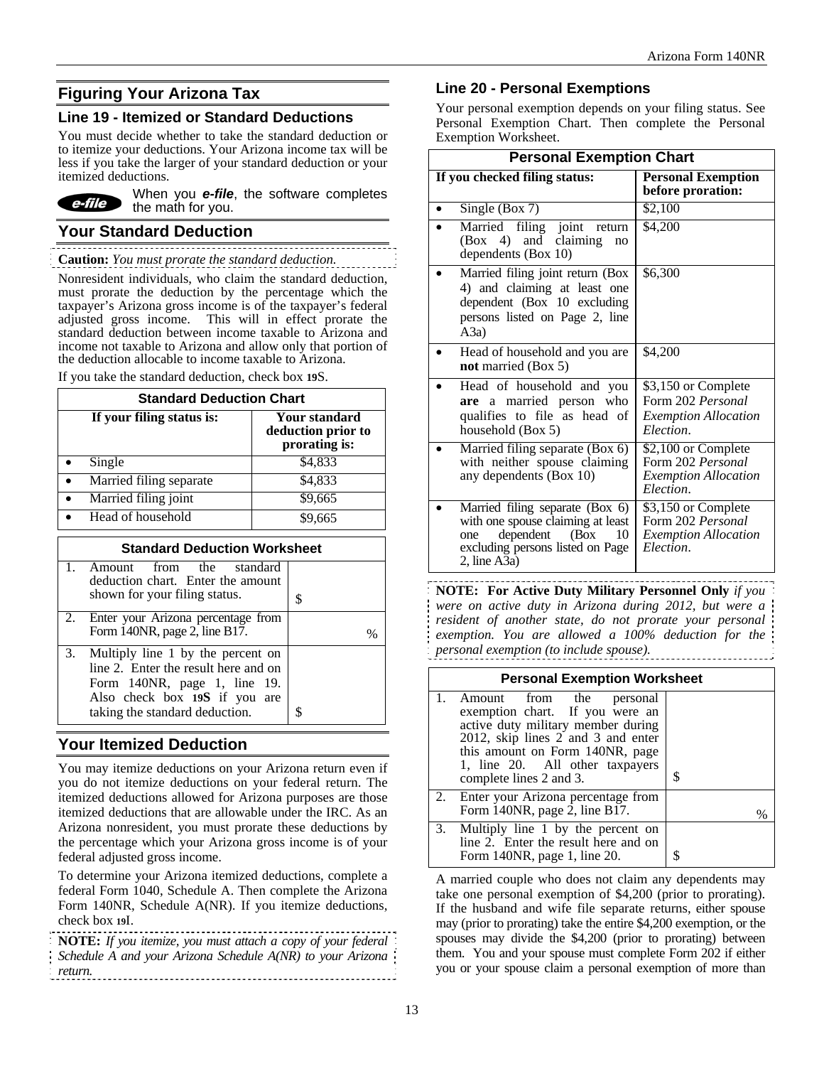## Figuring Your Arizona Tax

### Line 19 - Itemized or Standard Deductions

You must decide whether to take the standard deduction or to itemize your deductions. Your Arizona income tax will be less if you take the larger of your standard deduction or your itemized deductions.

e-file: When you ***e-file***, the software completes the math for you.

## Your Standard Deduction

**Caution:** *You must prorate the standard deduction.*

Nonresident individuals, who claim the standard deduction, must prorate the deduction by the percentage which the taxpayer's Arizona gross income is of the taxpayer's federal adjusted gross income. This will in effect prorate the standard deduction between income taxable to Arizona and income not taxable to Arizona and allow only that portion of the deduction allocable to income taxable to Arizona.

If you take the standard deduction, check box **19**S.

| **Standard Deduction Chart** | |
|---|---|
| **If your filing status is:** | **Your standard deduction prior to prorating is:** |
| • Single | $4,833 |
| • Married filing separate | $4,833 |
| • Married filing joint | $9,665 |
| • Head of household | $9,665 |

| **Standard Deduction Worksheet** | |
|---|---|
| 1. Amount from the standard deduction chart. Enter the amount shown for your filing status. | $ |
| 2. Enter your Arizona percentage from Form 140NR, page 2, line B17. | % |
| 3. Multiply line 1 by the percent on line 2. Enter the result here and on Form 140NR, page 1, line 19. Also check box **19S** if you are taking the standard deduction. | $ |

## Your Itemized Deduction

You may itemize deductions on your Arizona return even if you do not itemize deductions on your federal return. The itemized deductions allowed for Arizona purposes are those itemized deductions that are allowable under the IRC. As an Arizona nonresident, you must prorate these deductions by the percentage which your Arizona gross income is of your federal adjusted gross income.

To determine your Arizona itemized deductions, complete a federal Form 1040, Schedule A. Then complete the Arizona Form 140NR, Schedule A(NR). If you itemize deductions, check box **19**I.

**NOTE:** *If you itemize, you must attach a copy of your federal Schedule A and your Arizona Schedule A(NR) to your Arizona return.*

### Line 20 - Personal Exemptions

Your personal exemption depends on your filing status. See Personal Exemption Chart. Then complete the Personal Exemption Worksheet.

| **Personal Exemption Chart** | |
|---|---|
| **If you checked filing status:** | **Personal Exemption before proration:** |
| • Single (Box 7) | $2,100 |
| • Married filing joint return (Box 4) and claiming no dependents (Box 10) | $4,200 |
| • Married filing joint return (Box 4) and claiming at least one dependent (Box 10 excluding persons listed on Page 2, line A3a) | $6,300 |
| • Head of household and you are **not** married (Box 5) | $4,200 |
| • Head of household and you **are** a married person who qualifies to file as head of household (Box 5) | $3,150 or Complete Form 202 *Personal Exemption Allocation Election*. |
| • Married filing separate (Box 6) with neither spouse claiming any dependents (Box 10) | $2,100 or Complete Form 202 *Personal Exemption Allocation Election*. |
| • Married filing separate (Box 6) with one spouse claiming at least one dependent (Box 10 excluding persons listed on Page 2, line A3a) | $3,150 or Complete Form 202 *Personal Exemption Allocation Election*. |

**NOTE: For Active Duty Military Personnel Only** *if you were on active duty in Arizona during 2012, but were a resident of another state, do not prorate your personal exemption. You are allowed a 100% deduction for the personal exemption (to include spouse).*

| **Personal Exemption Worksheet** | |
|---|---|
| 1. Amount from the personal exemption chart. If you were an active duty military member during 2012, skip lines 2 and 3 and enter this amount on Form 140NR, page 1, line 20. All other taxpayers complete lines 2 and 3. | $ |
| 2. Enter your Arizona percentage from Form 140NR, page 2, line B17. | % |
| 3. Multiply line 1 by the percent on line 2. Enter the result here and on Form 140NR, page 1, line 20. | $ |

A married couple who does not claim any dependents may take one personal exemption of $4,200 (prior to prorating). If the husband and wife file separate returns, either spouse may (prior to prorating) take the entire $4,200 exemption, or the spouses may divide the $4,200 (prior to prorating) between them. You and your spouse must complete Form 202 if either you or your spouse claim a personal exemption of more than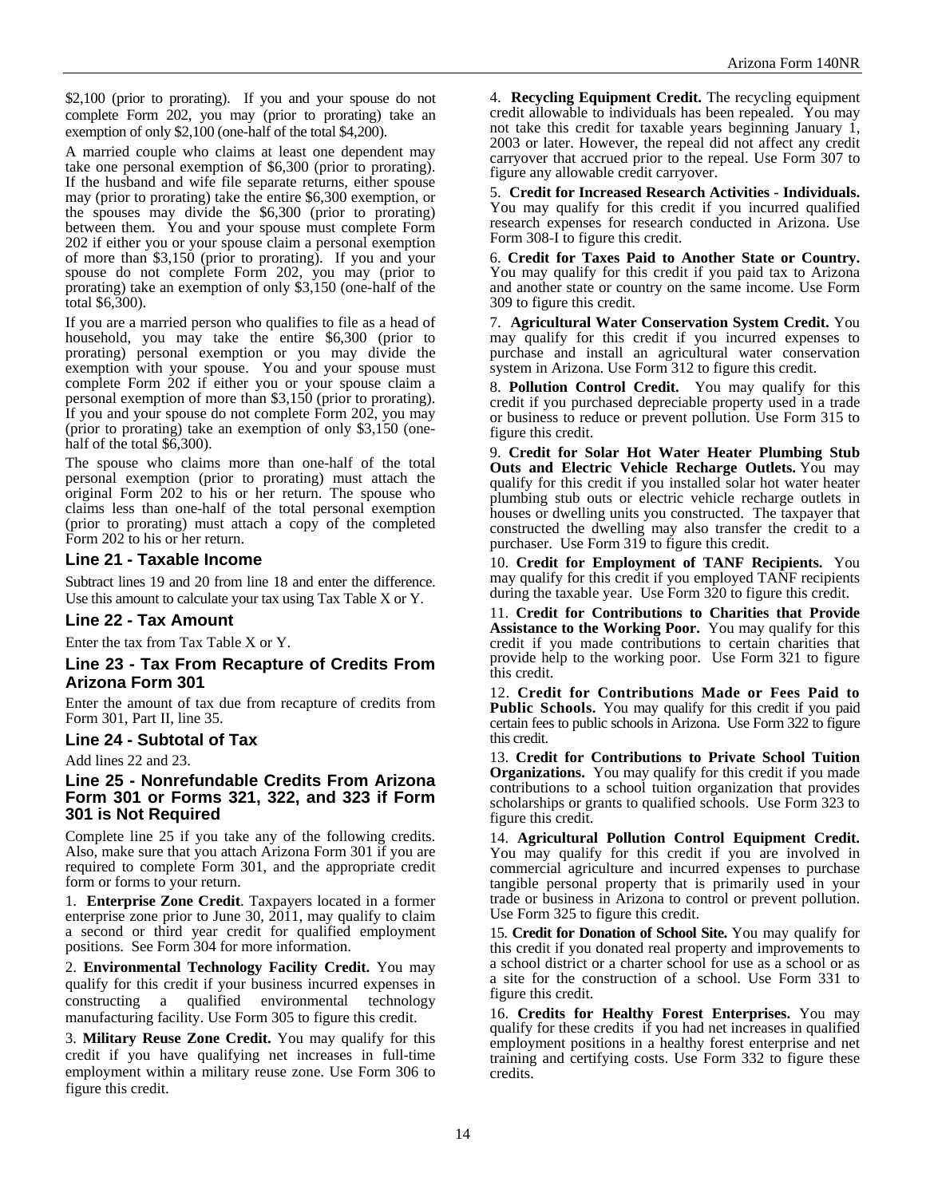$2,100 (prior to prorating). If you and your spouse do not complete Form 202, you may (prior to prorating) take an exemption of only $2,100 (one-half of the total $4,200).

A married couple who claims at least one dependent may take one personal exemption of $6,300 (prior to prorating). If the husband and wife file separate returns, either spouse may (prior to prorating) take the entire $6,300 exemption, or the spouses may divide the $6,300 (prior to prorating) between them. You and your spouse must complete Form 202 if either you or your spouse claim a personal exemption of more than $3,150 (prior to prorating). If you and your spouse do not complete Form 202, you may (prior to prorating) take an exemption of only $3,150 (one-half of the total $6,300).

If you are a married person who qualifies to file as a head of household, you may take the entire $6,300 (prior to prorating) personal exemption or you may divide the exemption with your spouse. You and your spouse must complete Form 202 if either you or your spouse claim a personal exemption of more than $3,150 (prior to prorating). If you and your spouse do not complete Form 202, you may (prior to prorating) take an exemption of only $3,150 (one-half of the total $6,300).

The spouse who claims more than one-half of the total personal exemption (prior to prorating) must attach the original Form 202 to his or her return. The spouse who claims less than one-half of the total personal exemption (prior to prorating) must attach a copy of the completed Form 202 to his or her return.

### Line 21 - Taxable Income

Subtract lines 19 and 20 from line 18 and enter the difference. Use this amount to calculate your tax using Tax Table X or Y.

### Line 22 - Tax Amount

Enter the tax from Tax Table X or Y.

### Line 23 - Tax From Recapture of Credits From Arizona Form 301

Enter the amount of tax due from recapture of credits from Form 301, Part II, line 35.

### Line 24 - Subtotal of Tax

Add lines 22 and 23.

### Line 25 - Nonrefundable Credits From Arizona Form 301 or Forms 321, 322, and 323 if Form 301 is Not Required

Complete line 25 if you take any of the following credits. Also, make sure that you attach Arizona Form 301 if you are required to complete Form 301, and the appropriate credit form or forms to your return.

1. **Enterprise Zone Credit**. Taxpayers located in a former enterprise zone prior to June 30, 2011, may qualify to claim a second or third year credit for qualified employment positions. See Form 304 for more information.

2. **Environmental Technology Facility Credit.** You may qualify for this credit if your business incurred expenses in constructing a qualified environmental technology manufacturing facility. Use Form 305 to figure this credit.

3. **Military Reuse Zone Credit.** You may qualify for this credit if you have qualifying net increases in full-time employment within a military reuse zone. Use Form 306 to figure this credit.

4. **Recycling Equipment Credit.** The recycling equipment credit allowable to individuals has been repealed. You may not take this credit for taxable years beginning January 1, 2003 or later. However, the repeal did not affect any credit carryover that accrued prior to the repeal. Use Form 307 to figure any allowable credit carryover.

5. **Credit for Increased Research Activities - Individuals.** You may qualify for this credit if you incurred qualified research expenses for research conducted in Arizona. Use Form 308-I to figure this credit.

6. **Credit for Taxes Paid to Another State or Country.** You may qualify for this credit if you paid tax to Arizona and another state or country on the same income. Use Form 309 to figure this credit.

7. **Agricultural Water Conservation System Credit.** You may qualify for this credit if you incurred expenses to purchase and install an agricultural water conservation system in Arizona. Use Form 312 to figure this credit.

8. **Pollution Control Credit.** You may qualify for this credit if you purchased depreciable property used in a trade or business to reduce or prevent pollution. Use Form 315 to figure this credit.

9. **Credit for Solar Hot Water Heater Plumbing Stub Outs and Electric Vehicle Recharge Outlets.** You may qualify for this credit if you installed solar hot water heater plumbing stub outs or electric vehicle recharge outlets in houses or dwelling units you constructed. The taxpayer that constructed the dwelling may also transfer the credit to a purchaser. Use Form 319 to figure this credit.

10. **Credit for Employment of TANF Recipients.** You may qualify for this credit if you employed TANF recipients during the taxable year. Use Form 320 to figure this credit.

11. **Credit for Contributions to Charities that Provide Assistance to the Working Poor.** You may qualify for this credit if you made contributions to certain charities that provide help to the working poor. Use Form 321 to figure this credit.

12. **Credit for Contributions Made or Fees Paid to Public Schools.** You may qualify for this credit if you paid certain fees to public schools in Arizona. Use Form 322 to figure this credit.

13. **Credit for Contributions to Private School Tuition Organizations.** You may qualify for this credit if you made contributions to a school tuition organization that provides scholarships or grants to qualified schools. Use Form 323 to figure this credit.

14. **Agricultural Pollution Control Equipment Credit.** You may qualify for this credit if you are involved in commercial agriculture and incurred expenses to purchase tangible personal property that is primarily used in your trade or business in Arizona to control or prevent pollution. Use Form 325 to figure this credit.

15. **Credit for Donation of School Site.** You may qualify for this credit if you donated real property and improvements to a school district or a charter school for use as a school or as a site for the construction of a school. Use Form 331 to figure this credit.

16. **Credits for Healthy Forest Enterprises.** You may qualify for these credits if you had net increases in qualified employment positions in a healthy forest enterprise and net training and certifying costs. Use Form 332 to figure these credits.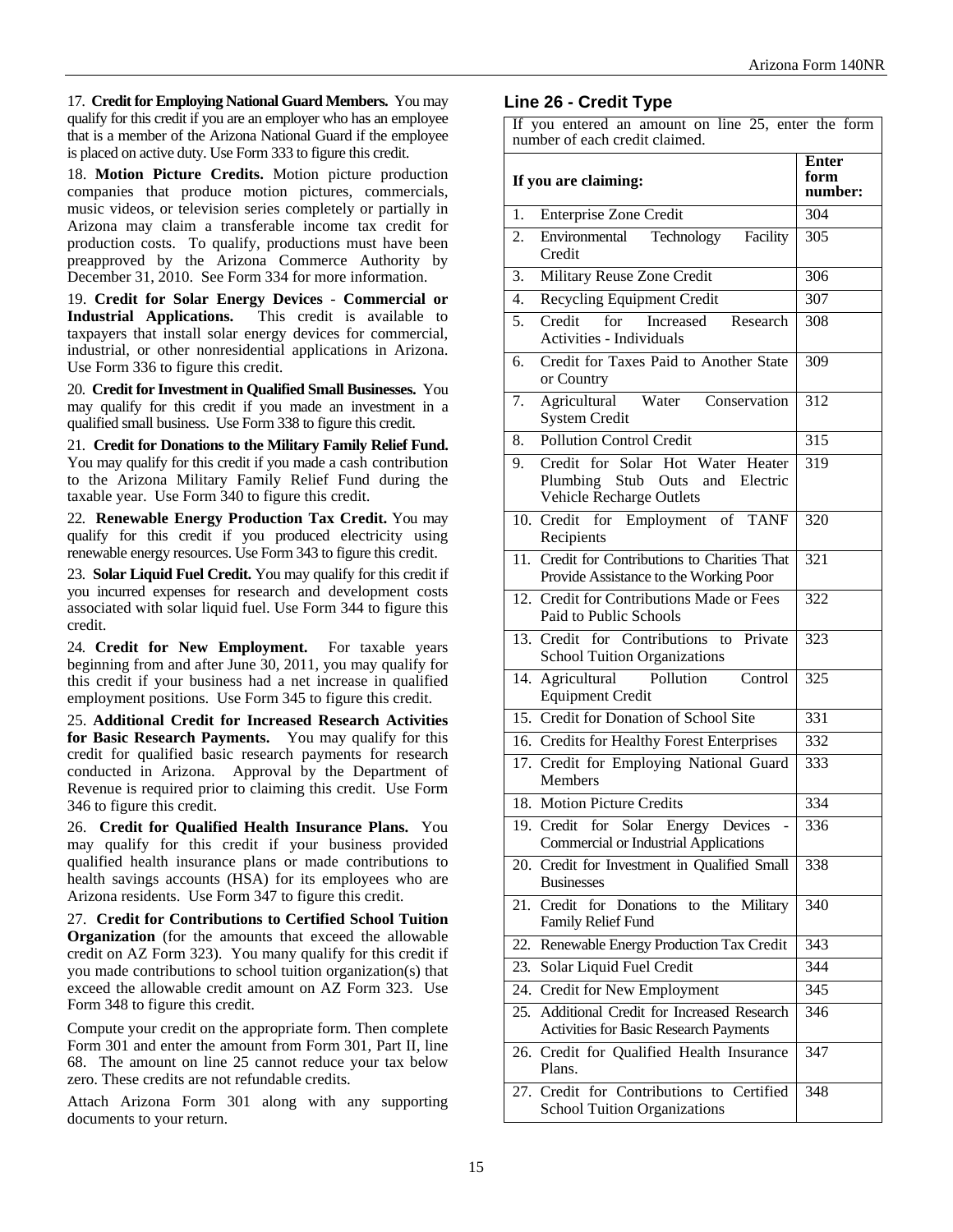17. **Credit for Employing National Guard Members.** You may qualify for this credit if you are an employer who has an employee that is a member of the Arizona National Guard if the employee is placed on active duty. Use Form 333 to figure this credit.

18. **Motion Picture Credits.** Motion picture production companies that produce motion pictures, commercials, music videos, or television series completely or partially in Arizona may claim a transferable income tax credit for production costs. To qualify, productions must have been preapproved by the Arizona Commerce Authority by December 31, 2010. See Form 334 for more information.

19. **Credit for Solar Energy Devices - Commercial or Industrial Applications.** This credit is available to taxpayers that install solar energy devices for commercial, industrial, or other nonresidential applications in Arizona. Use Form 336 to figure this credit.

20. **Credit for Investment in Qualified Small Businesses.** You may qualify for this credit if you made an investment in a qualified small business. Use Form 338 to figure this credit.

21. **Credit for Donations to the Military Family Relief Fund.** You may qualify for this credit if you made a cash contribution to the Arizona Military Family Relief Fund during the taxable year. Use Form 340 to figure this credit.

22. **Renewable Energy Production Tax Credit.** You may qualify for this credit if you produced electricity using renewable energy resources. Use Form 343 to figure this credit.

23. **Solar Liquid Fuel Credit.** You may qualify for this credit if you incurred expenses for research and development costs associated with solar liquid fuel. Use Form 344 to figure this credit.

24. **Credit for New Employment.** For taxable years beginning from and after June 30, 2011, you may qualify for this credit if your business had a net increase in qualified employment positions. Use Form 345 to figure this credit.

25. **Additional Credit for Increased Research Activities for Basic Research Payments.** You may qualify for this credit for qualified basic research payments for research conducted in Arizona. Approval by the Department of Revenue is required prior to claiming this credit. Use Form 346 to figure this credit.

26. **Credit for Qualified Health Insurance Plans.** You may qualify for this credit if your business provided qualified health insurance plans or made contributions to health savings accounts (HSA) for its employees who are Arizona residents. Use Form 347 to figure this credit.

27. **Credit for Contributions to Certified School Tuition Organization** (for the amounts that exceed the allowable credit on AZ Form 323). You many qualify for this credit if you made contributions to school tuition organization(s) that exceed the allowable credit amount on AZ Form 323. Use Form 348 to figure this credit.

Compute your credit on the appropriate form. Then complete Form 301 and enter the amount from Form 301, Part II, line 68. The amount on line 25 cannot reduce your tax below zero. These credits are not refundable credits.

Attach Arizona Form 301 along with any supporting documents to your return.

## Line 26 - Credit Type

If you entered an amount on line 25, enter the form number of each credit claimed.

| If you are claiming: | Enter form number: |
|---|---|
| 1. Enterprise Zone Credit | 304 |
| 2. Environmental Technology Facility Credit | 305 |
| 3. Military Reuse Zone Credit | 306 |
| 4. Recycling Equipment Credit | 307 |
| 5. Credit for Increased Research Activities - Individuals | 308 |
| 6. Credit for Taxes Paid to Another State or Country | 309 |
| 7. Agricultural Water Conservation System Credit | 312 |
| 8. Pollution Control Credit | 315 |
| 9. Credit for Solar Hot Water Heater Plumbing Stub Outs and Electric Vehicle Recharge Outlets | 319 |
| 10. Credit for Employment of TANF Recipients | 320 |
| 11. Credit for Contributions to Charities That Provide Assistance to the Working Poor | 321 |
| 12. Credit for Contributions Made or Fees Paid to Public Schools | 322 |
| 13. Credit for Contributions to Private School Tuition Organizations | 323 |
| 14. Agricultural Pollution Control Equipment Credit | 325 |
| 15. Credit for Donation of School Site | 331 |
| 16. Credits for Healthy Forest Enterprises | 332 |
| 17. Credit for Employing National Guard Members | 333 |
| 18. Motion Picture Credits | 334 |
| 19. Credit for Solar Energy Devices - Commercial or Industrial Applications | 336 |
| 20. Credit for Investment in Qualified Small Businesses | 338 |
| 21. Credit for Donations to the Military Family Relief Fund | 340 |
| 22. Renewable Energy Production Tax Credit | 343 |
| 23. Solar Liquid Fuel Credit | 344 |
| 24. Credit for New Employment | 345 |
| 25. Additional Credit for Increased Research Activities for Basic Research Payments | 346 |
| 26. Credit for Qualified Health Insurance Plans. | 347 |
| 27. Credit for Contributions to Certified School Tuition Organizations | 348 |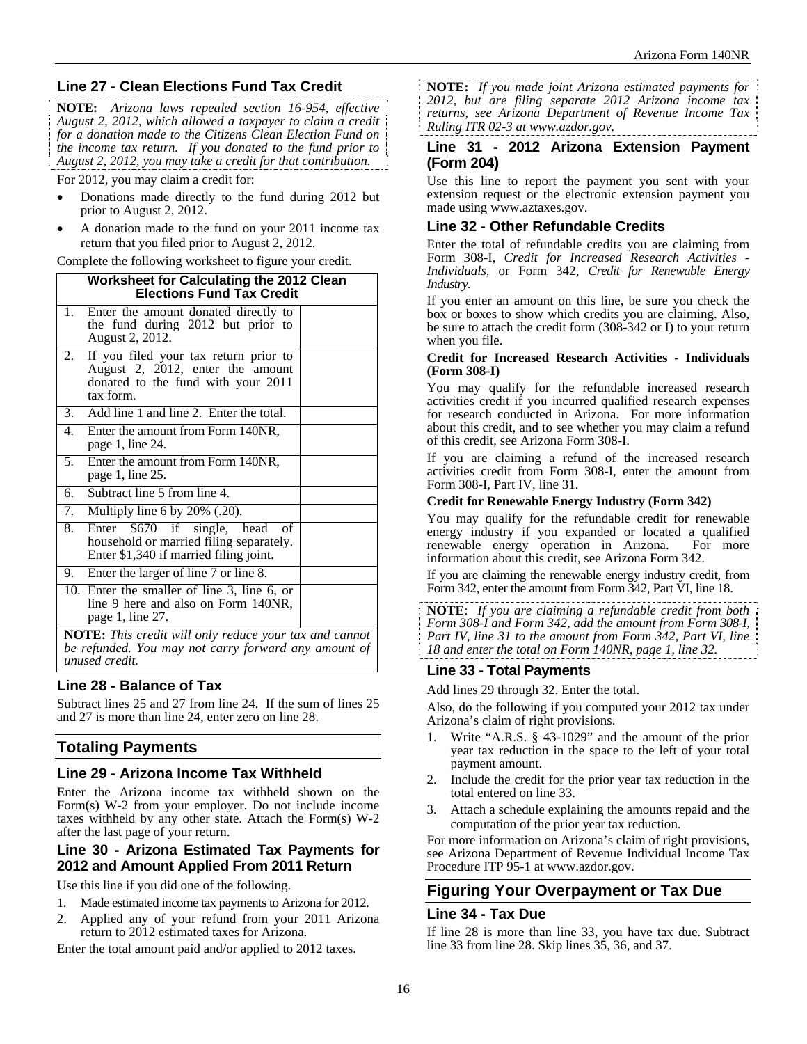### Line 27 - Clean Elections Fund Tax Credit

**NOTE:** *Arizona laws repealed section 16-954, effective August 2, 2012, which allowed a taxpayer to claim a credit for a donation made to the Citizens Clean Election Fund on the income tax return. If you donated to the fund prior to August 2, 2012, you may take a credit for that contribution.*

For 2012, you may claim a credit for:

- Donations made directly to the fund during 2012 but prior to August 2, 2012.
- A donation made to the fund on your 2011 income tax return that you filed prior to August 2, 2012.

Complete the following worksheet to figure your credit.

| Worksheet for Calculating the 2012 Clean Elections Fund Tax Credit | |
|---|---|
| 1. Enter the amount donated directly to the fund during 2012 but prior to August 2, 2012. | |
| 2. If you filed your tax return prior to August 2, 2012, enter the amount donated to the fund with your 2011 tax form. | |
| 3. Add line 1 and line 2. Enter the total. | |
| 4. Enter the amount from Form 140NR, page 1, line 24. | |
| 5. Enter the amount from Form 140NR, page 1, line 25. | |
| 6. Subtract line 5 from line 4. | |
| 7. Multiply line 6 by 20% (.20). | |
| 8. Enter $670 if single, head of household or married filing separately. Enter $1,340 if married filing joint. | |
| 9. Enter the larger of line 7 or line 8. | |
| 10. Enter the smaller of line 3, line 6, or line 9 here and also on Form 140NR, page 1, line 27. | |

**NOTE:** *This credit will only reduce your tax and cannot be refunded. You may not carry forward any amount of unused credit.*

### Line 28 - Balance of Tax

Subtract lines 25 and 27 from line 24. If the sum of lines 25 and 27 is more than line 24, enter zero on line 28.

## Totaling Payments

### Line 29 - Arizona Income Tax Withheld

Enter the Arizona income tax withheld shown on the Form(s) W-2 from your employer. Do not include income taxes withheld by any other state. Attach the Form(s) W-2 after the last page of your return.

### Line 30 - Arizona Estimated Tax Payments for 2012 and Amount Applied From 2011 Return

Use this line if you did one of the following.

1. Made estimated income tax payments to Arizona for 2012.
2. Applied any of your refund from your 2011 Arizona return to 2012 estimated taxes for Arizona.

Enter the total amount paid and/or applied to 2012 taxes.

**NOTE:** *If you made joint Arizona estimated payments for 2012, but are filing separate 2012 Arizona income tax returns, see Arizona Department of Revenue Income Tax Ruling ITR 02-3 at www.azdor.gov.*

### Line 31 - 2012 Arizona Extension Payment (Form 204)

Use this line to report the payment you sent with your extension request or the electronic extension payment you made using www.aztaxes.gov.

### Line 32 - Other Refundable Credits

Enter the total of refundable credits you are claiming from Form 308-I, *Credit for Increased Research Activities - Individuals*, or Form 342, *Credit for Renewable Energy Industry.*

If you enter an amount on this line, be sure you check the box or boxes to show which credits you are claiming. Also, be sure to attach the credit form (308-342 or I) to your return when you file.

**Credit for Increased Research Activities - Individuals (Form 308-I)**

You may qualify for the refundable increased research activities credit if you incurred qualified research expenses for research conducted in Arizona. For more information about this credit, and to see whether you may claim a refund of this credit, see Arizona Form 308-I.

If you are claiming a refund of the increased research activities credit from Form 308-I, enter the amount from Form 308-I, Part IV, line 31.

**Credit for Renewable Energy Industry (Form 342)**

You may qualify for the refundable credit for renewable energy industry if you expanded or located a qualified renewable energy operation in Arizona. For more information about this credit, see Arizona Form 342.

If you are claiming the renewable energy industry credit, from Form 342, enter the amount from Form 342, Part VI, line 18.

**NOTE**: *If you are claiming a refundable credit from both Form 308-I and Form 342, add the amount from Form 308-I, Part IV, line 31 to the amount from Form 342, Part VI, line 18 and enter the total on Form 140NR, page 1, line 32.*

### Line 33 - Total Payments

Add lines 29 through 32. Enter the total.

Also, do the following if you computed your 2012 tax under Arizona's claim of right provisions.

1. Write "A.R.S. § 43-1029" and the amount of the prior year tax reduction in the space to the left of your total payment amount.
2. Include the credit for the prior year tax reduction in the total entered on line 33.
3. Attach a schedule explaining the amounts repaid and the computation of the prior year tax reduction.

For more information on Arizona's claim of right provisions, see Arizona Department of Revenue Individual Income Tax Procedure ITP 95-1 at www.azdor.gov.

## Figuring Your Overpayment or Tax Due

### Line 34 - Tax Due

If line 28 is more than line 33, you have tax due. Subtract line 33 from line 28. Skip lines 35, 36, and 37.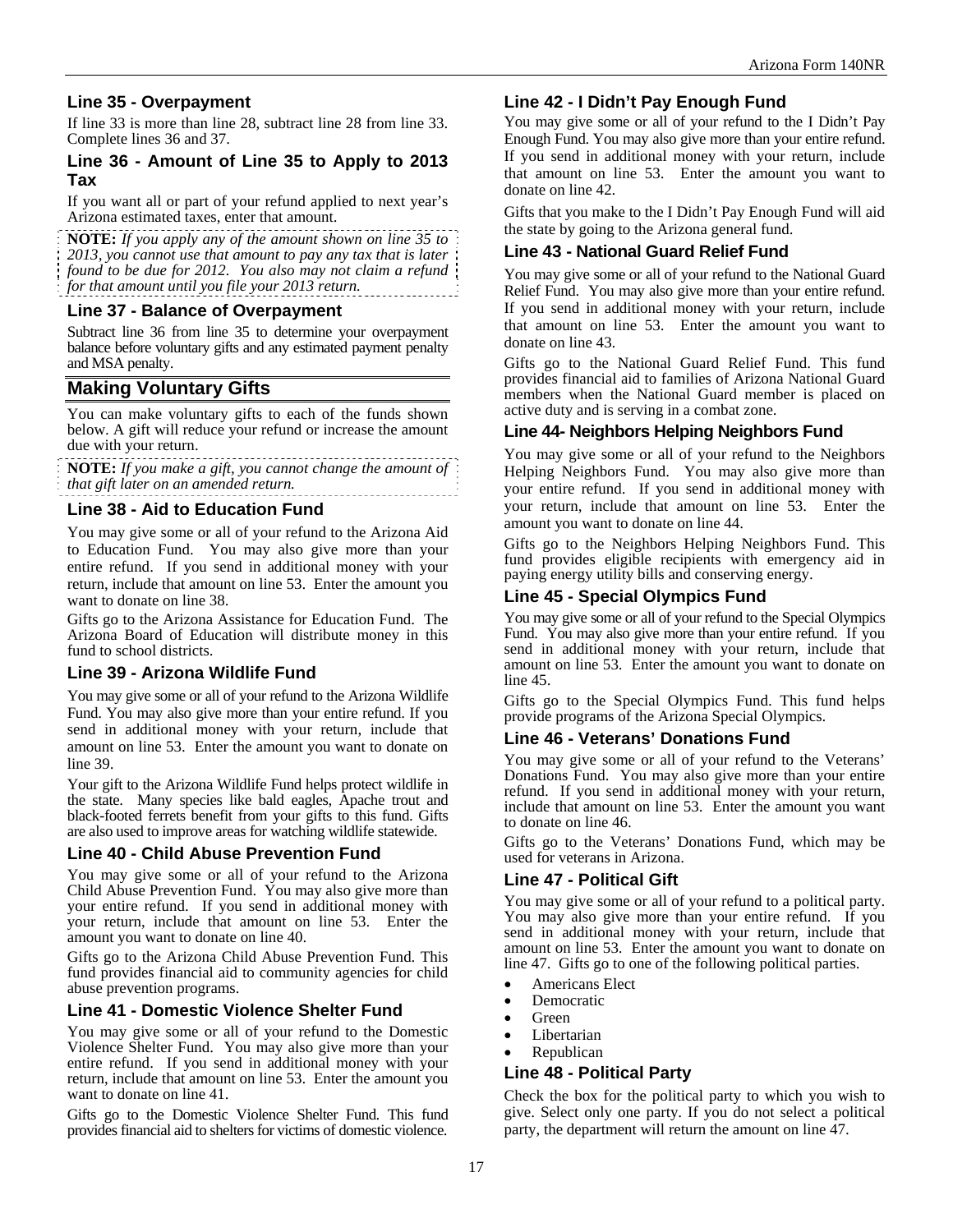### Line 35 - Overpayment

If line 33 is more than line 28, subtract line 28 from line 33. Complete lines 36 and 37.

### Line 36 - Amount of Line 35 to Apply to 2013 Tax

If you want all or part of your refund applied to next year's Arizona estimated taxes, enter that amount.

**NOTE:** *If you apply any of the amount shown on line 35 to 2013, you cannot use that amount to pay any tax that is later found to be due for 2012. You also may not claim a refund for that amount until you file your 2013 return.*

### Line 37 - Balance of Overpayment

Subtract line 36 from line 35 to determine your overpayment balance before voluntary gifts and any estimated payment penalty and MSA penalty.

## Making Voluntary Gifts

You can make voluntary gifts to each of the funds shown below. A gift will reduce your refund or increase the amount due with your return.

**NOTE:** *If you make a gift, you cannot change the amount of that gift later on an amended return.*

### Line 38 - Aid to Education Fund

You may give some or all of your refund to the Arizona Aid to Education Fund. You may also give more than your entire refund. If you send in additional money with your return, include that amount on line 53. Enter the amount you want to donate on line 38.

Gifts go to the Arizona Assistance for Education Fund. The Arizona Board of Education will distribute money in this fund to school districts.

### Line 39 - Arizona Wildlife Fund

You may give some or all of your refund to the Arizona Wildlife Fund. You may also give more than your entire refund. If you send in additional money with your return, include that amount on line 53. Enter the amount you want to donate on line 39.

Your gift to the Arizona Wildlife Fund helps protect wildlife in the state. Many species like bald eagles, Apache trout and black-footed ferrets benefit from your gifts to this fund. Gifts are also used to improve areas for watching wildlife statewide.

### Line 40 - Child Abuse Prevention Fund

You may give some or all of your refund to the Arizona Child Abuse Prevention Fund. You may also give more than your entire refund. If you send in additional money with your return, include that amount on line 53. Enter the amount you want to donate on line 40.

Gifts go to the Arizona Child Abuse Prevention Fund. This fund provides financial aid to community agencies for child abuse prevention programs.

### Line 41 - Domestic Violence Shelter Fund

You may give some or all of your refund to the Domestic Violence Shelter Fund. You may also give more than your entire refund. If you send in additional money with your return, include that amount on line 53. Enter the amount you want to donate on line 41.

Gifts go to the Domestic Violence Shelter Fund. This fund provides financial aid to shelters for victims of domestic violence.

### Line 42 - I Didn't Pay Enough Fund

You may give some or all of your refund to the I Didn't Pay Enough Fund. You may also give more than your entire refund. If you send in additional money with your return, include that amount on line 53. Enter the amount you want to donate on line 42.

Gifts that you make to the I Didn't Pay Enough Fund will aid the state by going to the Arizona general fund.

### Line 43 - National Guard Relief Fund

You may give some or all of your refund to the National Guard Relief Fund. You may also give more than your entire refund. If you send in additional money with your return, include that amount on line 53. Enter the amount you want to donate on line 43.

Gifts go to the National Guard Relief Fund. This fund provides financial aid to families of Arizona National Guard members when the National Guard member is placed on active duty and is serving in a combat zone.

### Line 44- Neighbors Helping Neighbors Fund

You may give some or all of your refund to the Neighbors Helping Neighbors Fund. You may also give more than your entire refund. If you send in additional money with your return, include that amount on line 53. Enter the amount you want to donate on line 44.

Gifts go to the Neighbors Helping Neighbors Fund. This fund provides eligible recipients with emergency aid in paying energy utility bills and conserving energy.

### Line 45 - Special Olympics Fund

You may give some or all of your refund to the Special Olympics Fund. You may also give more than your entire refund. If you send in additional money with your return, include that amount on line 53. Enter the amount you want to donate on line 45.

Gifts go to the Special Olympics Fund. This fund helps provide programs of the Arizona Special Olympics.

### Line 46 - Veterans' Donations Fund

You may give some or all of your refund to the Veterans' Donations Fund. You may also give more than your entire refund. If you send in additional money with your return, include that amount on line 53. Enter the amount you want to donate on line 46.

Gifts go to the Veterans' Donations Fund, which may be used for veterans in Arizona.

### Line 47 - Political Gift

You may give some or all of your refund to a political party. You may also give more than your entire refund. If you send in additional money with your return, include that amount on line 53. Enter the amount you want to donate on line 47. Gifts go to one of the following political parties.

- Americans Elect
- Democratic
- Green
- Libertarian
- Republican

### Line 48 - Political Party

Check the box for the political party to which you wish to give. Select only one party. If you do not select a political party, the department will return the amount on line 47.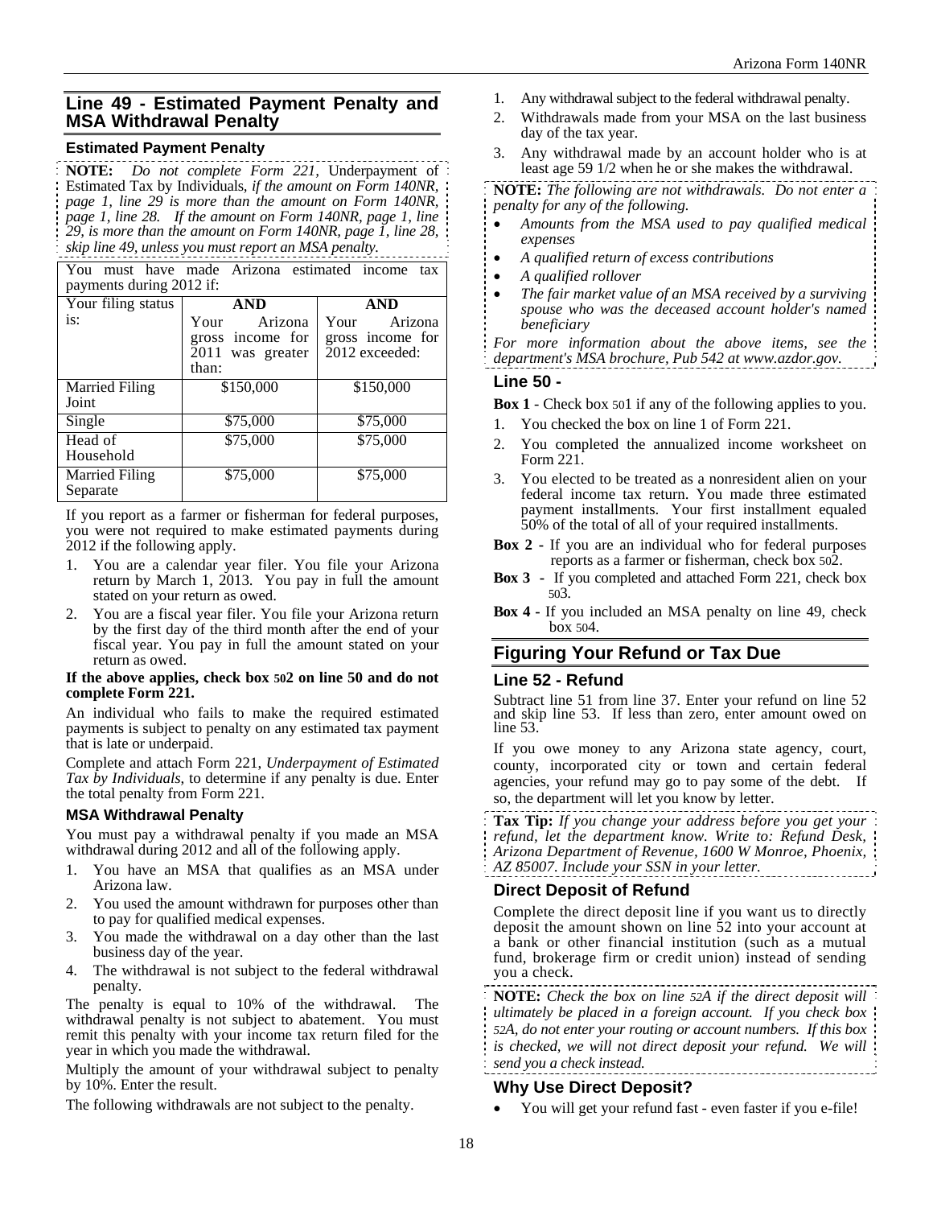## Line 49 - Estimated Payment Penalty and MSA Withdrawal Penalty

### Estimated Payment Penalty

**NOTE:** *Do not complete Form 221,* Underpayment of Estimated Tax by Individuals, *if the amount on Form 140NR, page 1, line 29 is more than the amount on Form 140NR, page 1, line 28. If the amount on Form 140NR, page 1, line 29, is more than the amount on Form 140NR, page 1, line 28, skip line 49, unless you must report an MSA penalty.*

| You must have made Arizona estimated income tax payments during 2012 if: | | |
|---|---|---|
| Your filing status is: | **AND** Your Arizona gross income for 2011 was greater than: | **AND** Your Arizona gross income for 2012 exceeded: |
| Married Filing Joint | $150,000 | $150,000 |
| Single | $75,000 | $75,000 |
| Head of Household | $75,000 | $75,000 |
| Married Filing Separate | $75,000 | $75,000 |

If you report as a farmer or fisherman for federal purposes, you were not required to make estimated payments during 2012 if the following apply.

1. You are a calendar year filer. You file your Arizona return by March 1, 2013. You pay in full the amount stated on your return as owed.
2. You are a fiscal year filer. You file your Arizona return by the first day of the third month after the end of your fiscal year. You pay in full the amount stated on your return as owed.

**If the above applies, check box 502 on line 50 and do not complete Form 221.**

An individual who fails to make the required estimated payments is subject to penalty on any estimated tax payment that is late or underpaid.

Complete and attach Form 221, *Underpayment of Estimated Tax by Individuals*, to determine if any penalty is due. Enter the total penalty from Form 221.

### MSA Withdrawal Penalty

You must pay a withdrawal penalty if you made an MSA withdrawal during 2012 and all of the following apply.

1. You have an MSA that qualifies as an MSA under Arizona law.
2. You used the amount withdrawn for purposes other than to pay for qualified medical expenses.
3. You made the withdrawal on a day other than the last business day of the year.
4. The withdrawal is not subject to the federal withdrawal penalty.

The penalty is equal to 10% of the withdrawal. The withdrawal penalty is not subject to abatement. You must remit this penalty with your income tax return filed for the year in which you made the withdrawal.

Multiply the amount of your withdrawal subject to penalty by 10%. Enter the result.

The following withdrawals are not subject to the penalty.

1. Any withdrawal subject to the federal withdrawal penalty.
2. Withdrawals made from your MSA on the last business day of the tax year.
3. Any withdrawal made by an account holder who is at least age 59 1/2 when he or she makes the withdrawal.

**NOTE:** *The following are not withdrawals. Do not enter a penalty for any of the following.*

- *Amounts from the MSA used to pay qualified medical expenses*
- *A qualified return of excess contributions*
- *A qualified rollover*
- *The fair market value of an MSA received by a surviving spouse who was the deceased account holder's named beneficiary*

*For more information about the above items, see the department's MSA brochure, Pub 542 at www.azdor.gov.*

## Line 50 -

**Box 1** - Check box 501 if any of the following applies to you.

1. You checked the box on line 1 of Form 221.
2. You completed the annualized income worksheet on Form 221.
3. You elected to be treated as a nonresident alien on your federal income tax return. You made three estimated payment installments. Your first installment equaled 50% of the total of all of your required installments.

**Box 2 -** If you are an individual who for federal purposes reports as a farmer or fisherman, check box 502.

**Box 3 -** If you completed and attached Form 221, check box 503.

**Box 4 -** If you included an MSA penalty on line 49, check box 504.

## Figuring Your Refund or Tax Due

## Line 52 - Refund

Subtract line 51 from line 37. Enter your refund on line 52 and skip line 53. If less than zero, enter amount owed on line 53.

If you owe money to any Arizona state agency, court, county, incorporated city or town and certain federal agencies, your refund may go to pay some of the debt. If so, the department will let you know by letter.

**Tax Tip:** *If you change your address before you get your refund, let the department know. Write to: Refund Desk, Arizona Department of Revenue, 1600 W Monroe, Phoenix, AZ 85007. Include your SSN in your letter.*

### Direct Deposit of Refund

Complete the direct deposit line if you want us to directly deposit the amount shown on line 52 into your account at a bank or other financial institution (such as a mutual fund, brokerage firm or credit union) instead of sending you a check.

**NOTE:** *Check the box on line 52A if the direct deposit will ultimately be placed in a foreign account. If you check box 52A, do not enter your routing or account numbers. If this box is checked, we will not direct deposit your refund. We will send you a check instead.*

### Why Use Direct Deposit?

- You will get your refund fast - even faster if you e-file!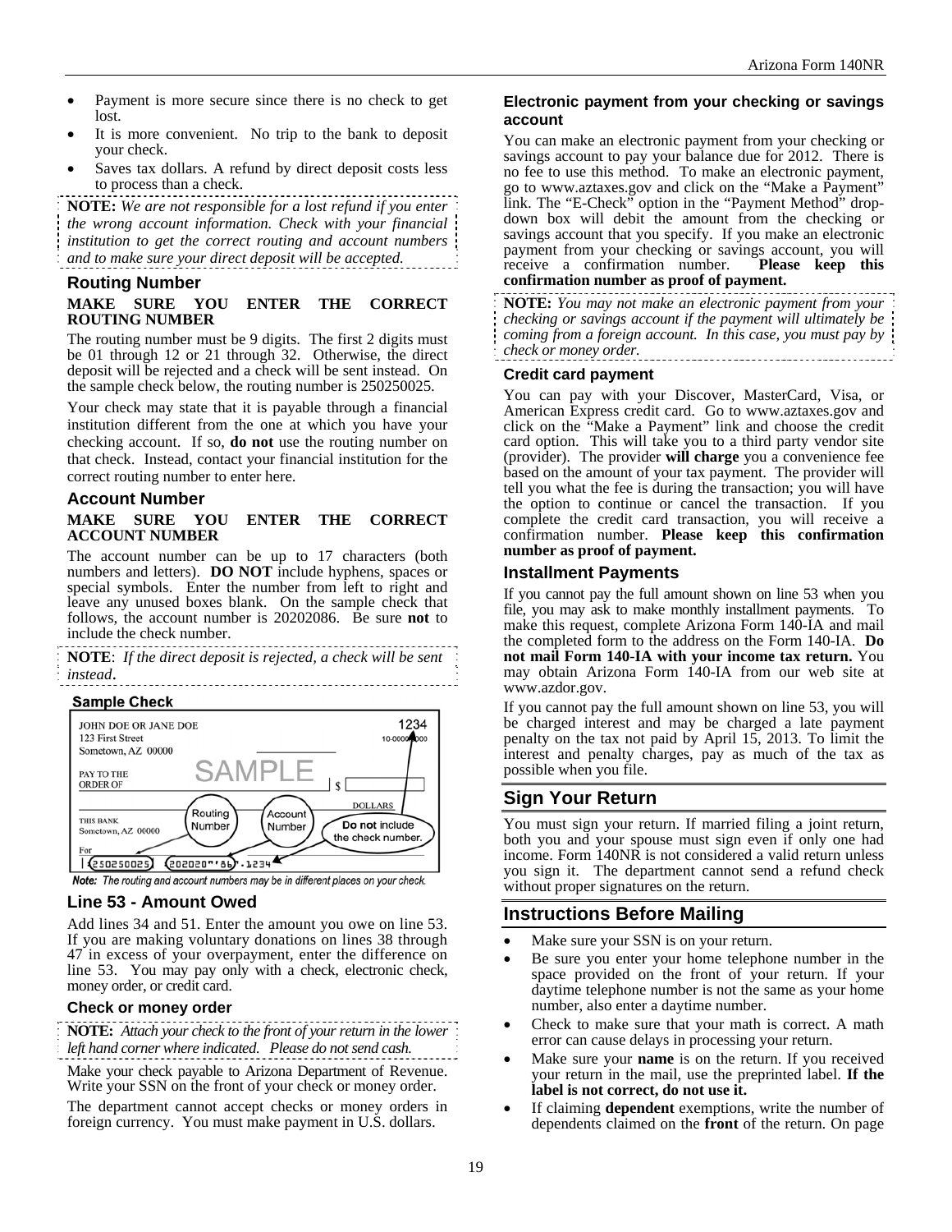- Payment is more secure since there is no check to get lost.
- It is more convenient. No trip to the bank to deposit your check.
- Saves tax dollars. A refund by direct deposit costs less to process than a check.

**NOTE:** *We are not responsible for a lost refund if you enter the wrong account information. Check with your financial institution to get the correct routing and account numbers and to make sure your direct deposit will be accepted.*

### Routing Number

**MAKE SURE YOU ENTER THE CORRECT ROUTING NUMBER**

The routing number must be 9 digits. The first 2 digits must be 01 through 12 or 21 through 32. Otherwise, the direct deposit will be rejected and a check will be sent instead. On the sample check below, the routing number is 250250025.

Your check may state that it is payable through a financial institution different from the one at which you have your checking account. If so, **do not** use the routing number on that check. Instead, contact your financial institution for the correct routing number to enter here.

### Account Number

**MAKE SURE YOU ENTER THE CORRECT ACCOUNT NUMBER**

The account number can be up to 17 characters (both numbers and letters). **DO NOT** include hyphens, spaces or special symbols. Enter the number from left to right and leave any unused boxes blank. On the sample check that follows, the account number is 20202086. Be sure **not** to include the check number.

**NOTE**: *If the direct deposit is rejected, a check will be sent instead*.

**Sample Check**

JOHN DOE OR JANE DOE
123 First Street
Sometown, AZ 00000

1234
10-0000/0000

SAMPLE

PAY TO THE ORDER OF $

DOLLARS

THIS BANK
Sometown, AZ 00000

For

Routing Number | Account Number | **Do not** include the check number.

|:250250025|: 202020"'86" 1234

*Note: The routing and account numbers may be in different places on your check.*

### Line 53 - Amount Owed

Add lines 34 and 51. Enter the amount you owe on line 53. If you are making voluntary donations on lines 38 through 47 in excess of your overpayment, enter the difference on line 53. You may pay only with a check, electronic check, money order, or credit card.

#### Check or money order

**NOTE:** *Attach your check to the front of your return in the lower left hand corner where indicated. Please do not send cash.*

Make your check payable to Arizona Department of Revenue. Write your SSN on the front of your check or money order.

The department cannot accept checks or money orders in foreign currency. You must make payment in U.S. dollars.

#### Electronic payment from your checking or savings account

You can make an electronic payment from your checking or savings account to pay your balance due for 2012. There is no fee to use this method. To make an electronic payment, go to www.aztaxes.gov and click on the "Make a Payment" link. The "E-Check" option in the "Payment Method" drop-down box will debit the amount from the checking or savings account that you specify. If you make an electronic payment from your checking or savings account, you will receive a confirmation number. **Please keep this confirmation number as proof of payment.**

**NOTE:** *You may not make an electronic payment from your checking or savings account if the payment will ultimately be coming from a foreign account. In this case, you must pay by check or money order.*

#### Credit card payment

You can pay with your Discover, MasterCard, Visa, or American Express credit card. Go to www.aztaxes.gov and click on the "Make a Payment" link and choose the credit card option. This will take you to a third party vendor site (provider). The provider **will charge** you a convenience fee based on the amount of your tax payment. The provider will tell you what the fee is during the transaction; you will have the option to continue or cancel the transaction. If you complete the credit card transaction, you will receive a confirmation number. **Please keep this confirmation number as proof of payment.**

### Installment Payments

If you cannot pay the full amount shown on line 53 when you file, you may ask to make monthly installment payments. To make this request, complete Arizona Form 140-IA and mail the completed form to the address on the Form 140-IA. **Do not mail Form 140-IA with your income tax return.** You may obtain Arizona Form 140-IA from our web site at www.azdor.gov.

If you cannot pay the full amount shown on line 53, you will be charged interest and may be charged a late payment penalty on the tax not paid by April 15, 2013. To limit the interest and penalty charges, pay as much of the tax as possible when you file.

## Sign Your Return

You must sign your return. If married filing a joint return, both you and your spouse must sign even if only one had income. Form 140NR is not considered a valid return unless you sign it. The department cannot send a refund check without proper signatures on the return.

## Instructions Before Mailing

- Make sure your SSN is on your return.
- Be sure you enter your home telephone number in the space provided on the front of your return. If your daytime telephone number is not the same as your home number, also enter a daytime number.
- Check to make sure that your math is correct. A math error can cause delays in processing your return.
- Make sure your **name** is on the return. If you received your return in the mail, use the preprinted label. **If the label is not correct, do not use it.**
- If claiming **dependent** exemptions, write the number of dependents claimed on the **front** of the return. On page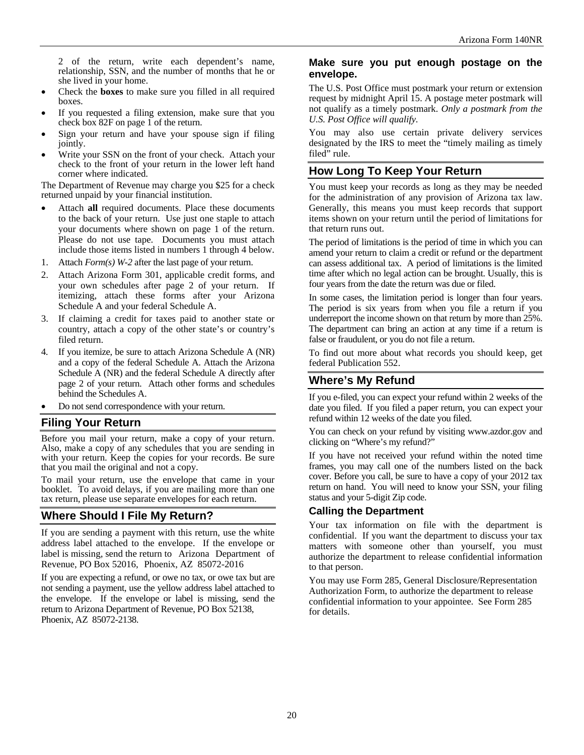2 of the return, write each dependent's name, relationship, SSN, and the number of months that he or she lived in your home.

- Check the **boxes** to make sure you filled in all required boxes.
- If you requested a filing extension, make sure that you check box 82F on page 1 of the return.
- Sign your return and have your spouse sign if filing jointly.
- Write your SSN on the front of your check. Attach your check to the front of your return in the lower left hand corner where indicated.

The Department of Revenue may charge you $25 for a check returned unpaid by your financial institution.

- Attach **all** required documents. Place these documents to the back of your return. Use just one staple to attach your documents where shown on page 1 of the return. Please do not use tape. Documents you must attach include those items listed in numbers 1 through 4 below.

1. Attach *Form(s) W-2* after the last page of your return.
2. Attach Arizona Form 301, applicable credit forms, and your own schedules after page 2 of your return. If itemizing, attach these forms after your Arizona Schedule A and your federal Schedule A.
3. If claiming a credit for taxes paid to another state or country, attach a copy of the other state's or country's filed return.
4. If you itemize, be sure to attach Arizona Schedule A (NR) and a copy of the federal Schedule A. Attach the Arizona Schedule A (NR) and the federal Schedule A directly after page 2 of your return. Attach other forms and schedules behind the Schedules A.

- Do not send correspondence with your return.

## Filing Your Return

Before you mail your return, make a copy of your return. Also, make a copy of any schedules that you are sending in with your return. Keep the copies for your records. Be sure that you mail the original and not a copy.

To mail your return, use the envelope that came in your booklet. To avoid delays, if you are mailing more than one tax return, please use separate envelopes for each return.

## Where Should I File My Return?

If you are sending a payment with this return, use the white address label attached to the envelope. If the envelope or label is missing, send the return to Arizona Department of Revenue, PO Box 52016, Phoenix, AZ 85072-2016

If you are expecting a refund, or owe no tax, or owe tax but are not sending a payment, use the yellow address label attached to the envelope. If the envelope or label is missing, send the return to Arizona Department of Revenue, PO Box 52138, Phoenix, AZ 85072-2138.

### Make sure you put enough postage on the envelope.

The U.S. Post Office must postmark your return or extension request by midnight April 15. A postage meter postmark will not qualify as a timely postmark. *Only a postmark from the U.S. Post Office will qualify.*

You may also use certain private delivery services designated by the IRS to meet the "timely mailing as timely filed" rule.

## How Long To Keep Your Return

You must keep your records as long as they may be needed for the administration of any provision of Arizona tax law. Generally, this means you must keep records that support items shown on your return until the period of limitations for that return runs out.

The period of limitations is the period of time in which you can amend your return to claim a credit or refund or the department can assess additional tax. A period of limitations is the limited time after which no legal action can be brought. Usually, this is four years from the date the return was due or filed.

In some cases, the limitation period is longer than four years. The period is six years from when you file a return if you underreport the income shown on that return by more than 25%. The department can bring an action at any time if a return is false or fraudulent, or you do not file a return.

To find out more about what records you should keep, get federal Publication 552.

## Where's My Refund

If you e-filed, you can expect your refund within 2 weeks of the date you filed. If you filed a paper return, you can expect your refund within 12 weeks of the date you filed.

You can check on your refund by visiting www.azdor.gov and clicking on "Where's my refund?"

If you have not received your refund within the noted time frames, you may call one of the numbers listed on the back cover. Before you call, be sure to have a copy of your 2012 tax return on hand. You will need to know your SSN, your filing status and your 5-digit Zip code.

### Calling the Department

Your tax information on file with the department is confidential. If you want the department to discuss your tax matters with someone other than yourself, you must authorize the department to release confidential information to that person.

You may use Form 285, General Disclosure/Representation Authorization Form, to authorize the department to release confidential information to your appointee. See Form 285 for details.